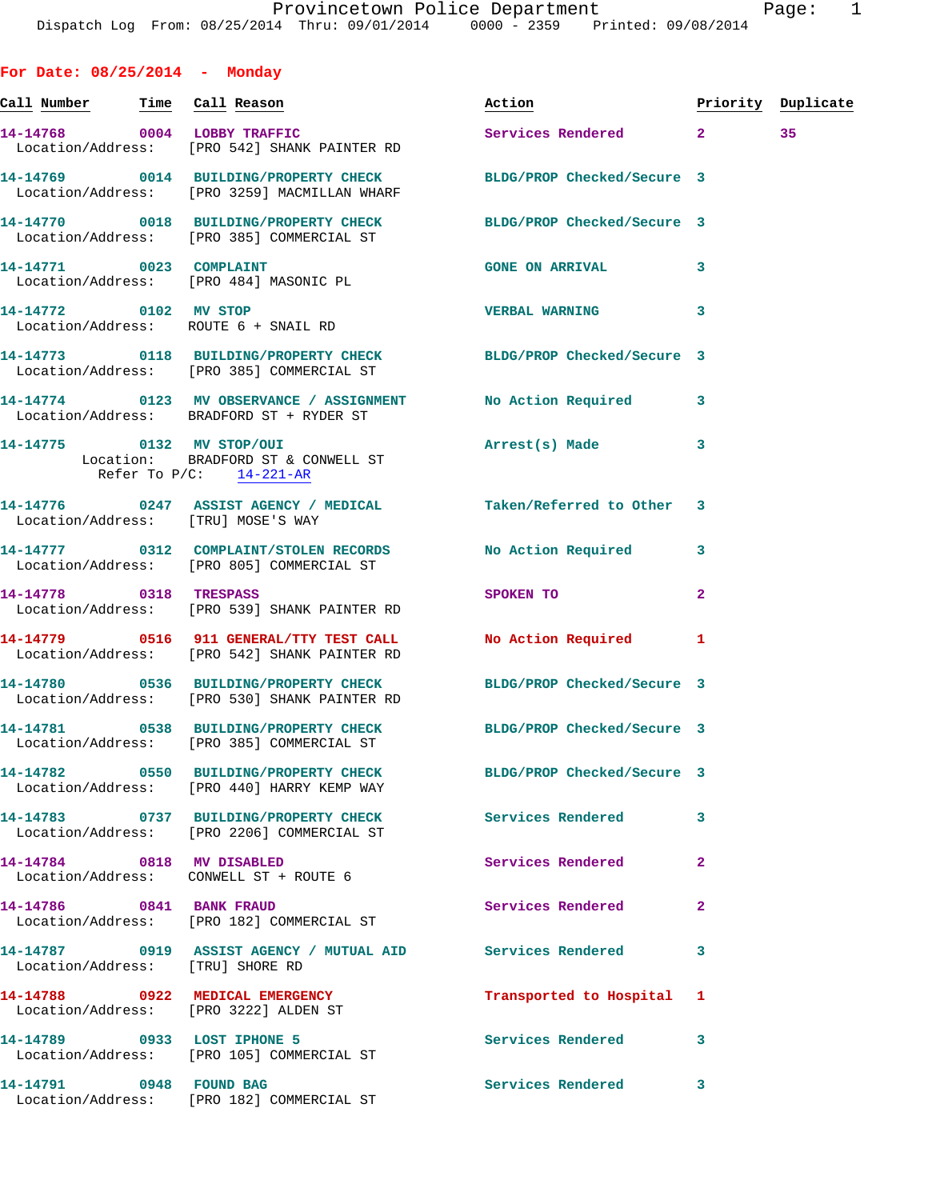Provincetown Police Department
Dispatch Log From: 08/25/2014 Thru: 09/01/2014 0000 - 2359 Printed: 09/08/2014

## For Date: 08/25/2014 - Monday

| Call Number | Time | Call Reason | Action | Priority | Duplicate |
|---|---|---|---|---|---|
| 14-14768 | 0004 | LOBBY TRAFFIC | Services Rendered | 2 | 35 |
| Location/Address: | | [PRO 542] SHANK PAINTER RD | | | |
| 14-14769 | 0014 | BUILDING/PROPERTY CHECK | BLDG/PROP Checked/Secure | 3 | |
| Location/Address: | | [PRO 3259] MACMILLAN WHARF | | | |
| 14-14770 | 0018 | BUILDING/PROPERTY CHECK | BLDG/PROP Checked/Secure | 3 | |
| Location/Address: | | [PRO 385] COMMERCIAL ST | | | |
| 14-14771 | 0023 | COMPLAINT | GONE ON ARRIVAL | 3 | |
| Location/Address: | | [PRO 484] MASONIC PL | | | |
| 14-14772 | 0102 | MV STOP | VERBAL WARNING | 3 | |
| Location/Address: | | ROUTE 6 + SNAIL RD | | | |
| 14-14773 | 0118 | BUILDING/PROPERTY CHECK | BLDG/PROP Checked/Secure | 3 | |
| Location/Address: | | [PRO 385] COMMERCIAL ST | | | |
| 14-14774 | 0123 | MV OBSERVANCE / ASSIGNMENT | No Action Required | 3 | |
| Location/Address: | | BRADFORD ST + RYDER ST | | | |
| 14-14775 | 0132 | MV STOP/OUI | Arrest(s) Made | 3 | |
| Location: | | BRADFORD ST & CONWELL ST | | | |
| Refer To P/C: | | 14-221-AR | | | |
| 14-14776 | 0247 | ASSIST AGENCY / MEDICAL | Taken/Referred to Other | 3 | |
| Location/Address: | | [TRU] MOSE'S WAY | | | |
| 14-14777 | 0312 | COMPLAINT/STOLEN RECORDS | No Action Required | 3 | |
| Location/Address: | | [PRO 805] COMMERCIAL ST | | | |
| 14-14778 | 0318 | TRESPASS | SPOKEN TO | 2 | |
| Location/Address: | | [PRO 539] SHANK PAINTER RD | | | |
| 14-14779 | 0516 | 911 GENERAL/TTY TEST CALL | No Action Required | 1 | |
| Location/Address: | | [PRO 542] SHANK PAINTER RD | | | |
| 14-14780 | 0536 | BUILDING/PROPERTY CHECK | BLDG/PROP Checked/Secure | 3 | |
| Location/Address: | | [PRO 530] SHANK PAINTER RD | | | |
| 14-14781 | 0538 | BUILDING/PROPERTY CHECK | BLDG/PROP Checked/Secure | 3 | |
| Location/Address: | | [PRO 385] COMMERCIAL ST | | | |
| 14-14782 | 0550 | BUILDING/PROPERTY CHECK | BLDG/PROP Checked/Secure | 3 | |
| Location/Address: | | [PRO 440] HARRY KEMP WAY | | | |
| 14-14783 | 0737 | BUILDING/PROPERTY CHECK | Services Rendered | 3 | |
| Location/Address: | | [PRO 2206] COMMERCIAL ST | | | |
| 14-14784 | 0818 | MV DISABLED | Services Rendered | 2 | |
| Location/Address: | | CONWELL ST + ROUTE 6 | | | |
| 14-14786 | 0841 | BANK FRAUD | Services Rendered | 2 | |
| Location/Address: | | [PRO 182] COMMERCIAL ST | | | |
| 14-14787 | 0919 | ASSIST AGENCY / MUTUAL AID | Services Rendered | 3 | |
| Location/Address: | | [TRU] SHORE RD | | | |
| 14-14788 | 0922 | MEDICAL EMERGENCY | Transported to Hospital | 1 | |
| Location/Address: | | [PRO 3222] ALDEN ST | | | |
| 14-14789 | 0933 | LOST IPHONE 5 | Services Rendered | 3 | |
| Location/Address: | | [PRO 105] COMMERCIAL ST | | | |
| 14-14791 | 0948 | FOUND BAG | Services Rendered | 3 | |
| Location/Address: | | [PRO 182] COMMERCIAL ST | | | |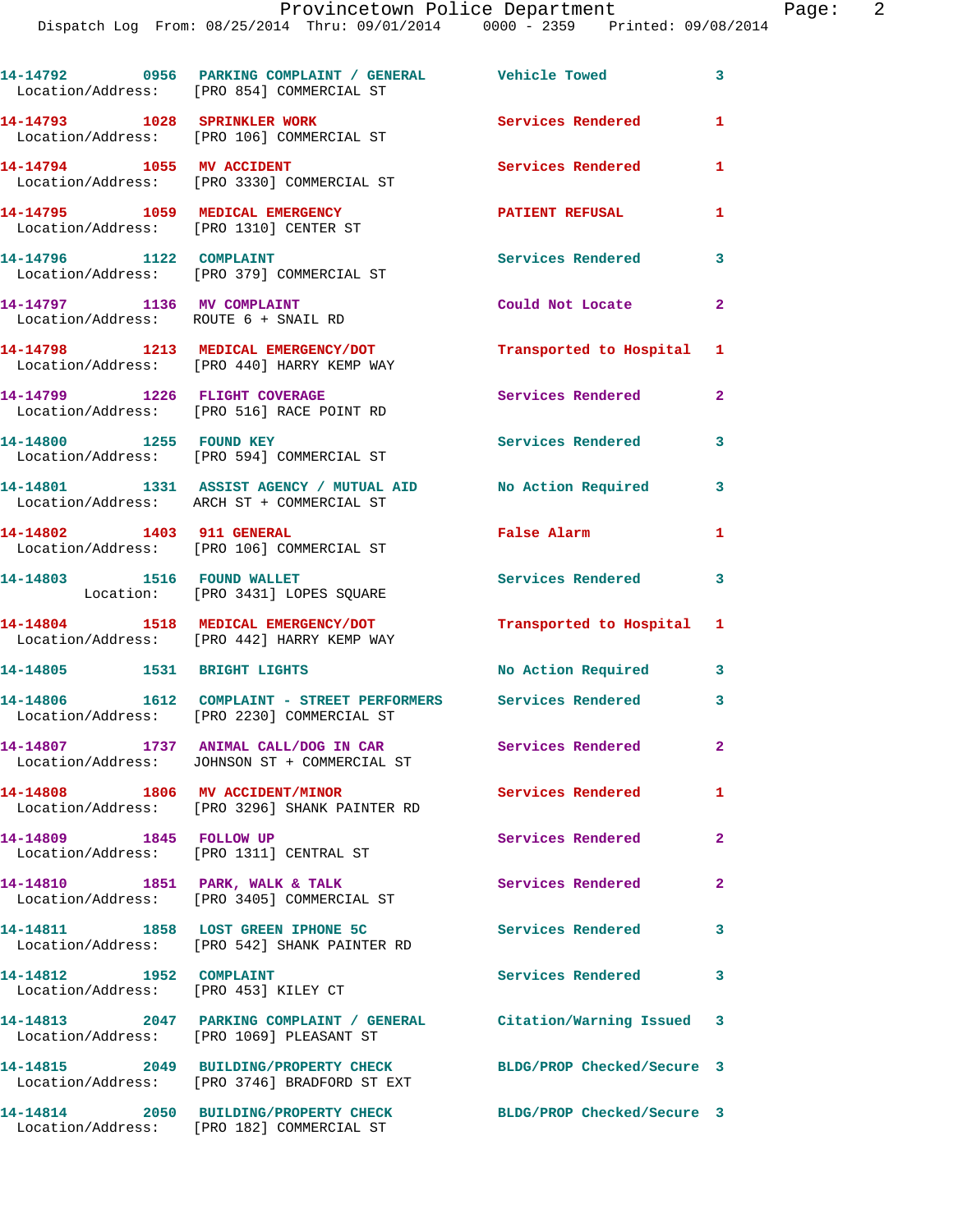| Call Number | Time | Call Reason | Action | Priority |
|---|---|---|---|---|
| 14-14792 | 0956 | PARKING COMPLAINT / GENERAL | Vehicle Towed | 3 |
| Location/Address: [PRO 854] COMMERCIAL ST | | | | |
| 14-14793 | 1028 | SPRINKLER WORK | Services Rendered | 1 |
| Location/Address: [PRO 106] COMMERCIAL ST | | | | |
| 14-14794 | 1055 | MV ACCIDENT | Services Rendered | 1 |
| Location/Address: [PRO 3330] COMMERCIAL ST | | | | |
| 14-14795 | 1059 | MEDICAL EMERGENCY | PATIENT REFUSAL | 1 |
| Location/Address: [PRO 1310] CENTER ST | | | | |
| 14-14796 | 1122 | COMPLAINT | Services Rendered | 3 |
| Location/Address: [PRO 379] COMMERCIAL ST | | | | |
| 14-14797 | 1136 | MV COMPLAINT | Could Not Locate | 2 |
| Location/Address: ROUTE 6 + SNAIL RD | | | | |
| 14-14798 | 1213 | MEDICAL EMERGENCY/DOT | Transported to Hospital | 1 |
| Location/Address: [PRO 440] HARRY KEMP WAY | | | | |
| 14-14799 | 1226 | FLIGHT COVERAGE | Services Rendered | 2 |
| Location/Address: [PRO 516] RACE POINT RD | | | | |
| 14-14800 | 1255 | FOUND KEY | Services Rendered | 3 |
| Location/Address: [PRO 594] COMMERCIAL ST | | | | |
| 14-14801 | 1331 | ASSIST AGENCY / MUTUAL AID | No Action Required | 3 |
| Location/Address: ARCH ST + COMMERCIAL ST | | | | |
| 14-14802 | 1403 | 911 GENERAL | False Alarm | 1 |
| Location/Address: [PRO 106] COMMERCIAL ST | | | | |
| 14-14803 | 1516 | FOUND WALLET | Services Rendered | 3 |
| Location: [PRO 3431] LOPES SQUARE | | | | |
| 14-14804 | 1518 | MEDICAL EMERGENCY/DOT | Transported to Hospital | 1 |
| Location/Address: [PRO 442] HARRY KEMP WAY | | | | |
| 14-14805 | 1531 | BRIGHT LIGHTS | No Action Required | 3 |
| 14-14806 | 1612 | COMPLAINT - STREET PERFORMERS | Services Rendered | 3 |
| Location/Address: [PRO 2230] COMMERCIAL ST | | | | |
| 14-14807 | 1737 | ANIMAL CALL/DOG IN CAR | Services Rendered | 2 |
| Location/Address: JOHNSON ST + COMMERCIAL ST | | | | |
| 14-14808 | 1806 | MV ACCIDENT/MINOR | Services Rendered | 1 |
| Location/Address: [PRO 3296] SHANK PAINTER RD | | | | |
| 14-14809 | 1845 | FOLLOW UP | Services Rendered | 2 |
| Location/Address: [PRO 1311] CENTRAL ST | | | | |
| 14-14810 | 1851 | PARK, WALK & TALK | Services Rendered | 2 |
| Location/Address: [PRO 3405] COMMERCIAL ST | | | | |
| 14-14811 | 1858 | LOST GREEN IPHONE 5C | Services Rendered | 3 |
| Location/Address: [PRO 542] SHANK PAINTER RD | | | | |
| 14-14812 | 1952 | COMPLAINT | Services Rendered | 3 |
| Location/Address: [PRO 453] KILEY CT | | | | |
| 14-14813 | 2047 | PARKING COMPLAINT / GENERAL | Citation/Warning Issued | 3 |
| Location/Address: [PRO 1069] PLEASANT ST | | | | |
| 14-14815 | 2049 | BUILDING/PROPERTY CHECK | BLDG/PROP Checked/Secure | 3 |
| Location/Address: [PRO 3746] BRADFORD ST EXT | | | | |
| 14-14814 | 2050 | BUILDING/PROPERTY CHECK | BLDG/PROP Checked/Secure | 3 |
| Location/Address: [PRO 182] COMMERCIAL ST | | | | |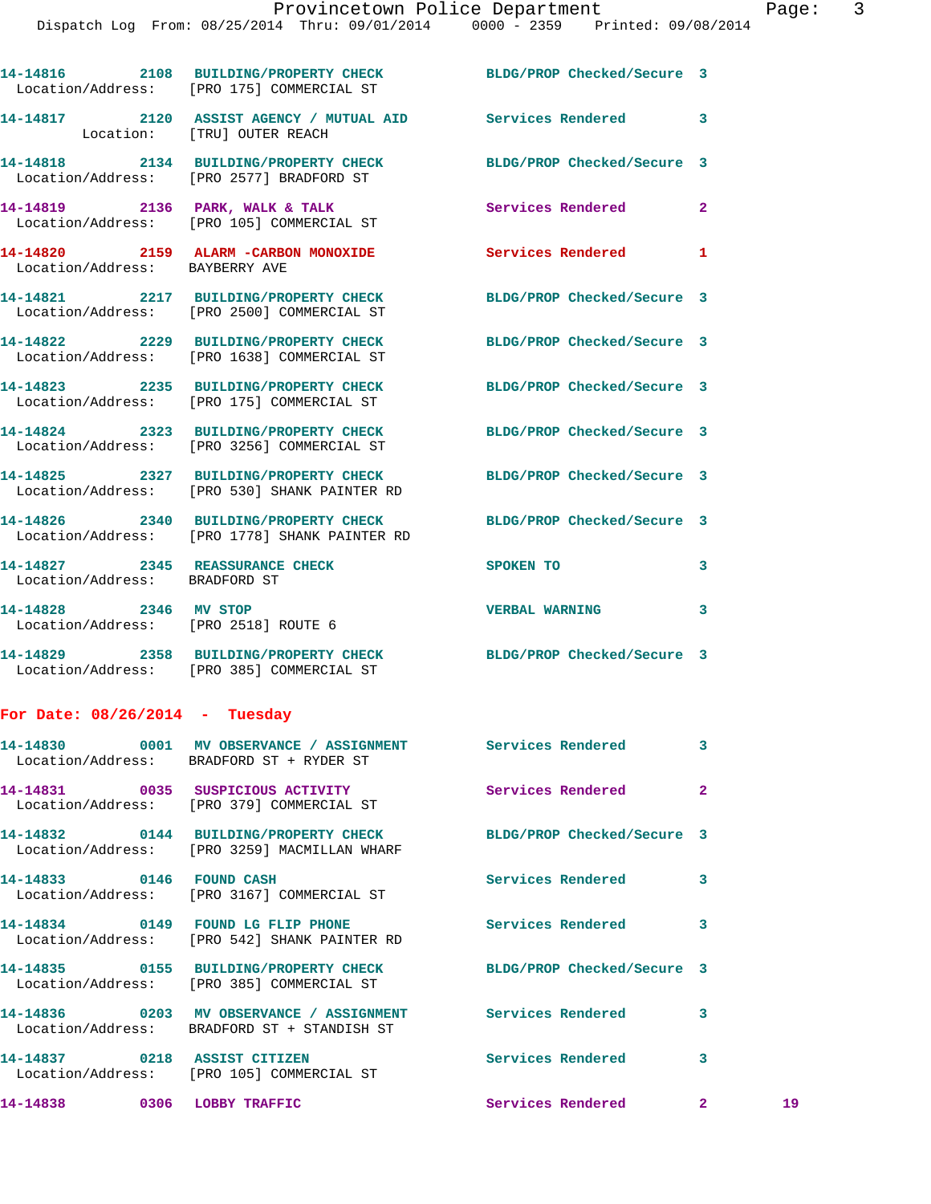14-14816 2108 BUILDING/PROPERTY CHECK BLDG/PROP Checked/Secure 3
Location/Address: [PRO 175] COMMERCIAL ST

14-14817 2120 ASSIST AGENCY / MUTUAL AID Services Rendered 3
Location: [TRU] OUTER REACH

14-14818 2134 BUILDING/PROPERTY CHECK BLDG/PROP Checked/Secure 3
Location/Address: [PRO 2577] BRADFORD ST

14-14819 2136 PARK, WALK & TALK Services Rendered 2
Location/Address: [PRO 105] COMMERCIAL ST

14-14820 2159 ALARM -CARBON MONOXIDE Services Rendered 1
Location/Address: BAYBERRY AVE

14-14821 2217 BUILDING/PROPERTY CHECK BLDG/PROP Checked/Secure 3
Location/Address: [PRO 2500] COMMERCIAL ST

14-14822 2229 BUILDING/PROPERTY CHECK BLDG/PROP Checked/Secure 3
Location/Address: [PRO 1638] COMMERCIAL ST

14-14823 2235 BUILDING/PROPERTY CHECK BLDG/PROP Checked/Secure 3
Location/Address: [PRO 175] COMMERCIAL ST

14-14824 2323 BUILDING/PROPERTY CHECK BLDG/PROP Checked/Secure 3
Location/Address: [PRO 3256] COMMERCIAL ST

14-14825 2327 BUILDING/PROPERTY CHECK BLDG/PROP Checked/Secure 3
Location/Address: [PRO 530] SHANK PAINTER RD

14-14826 2340 BUILDING/PROPERTY CHECK BLDG/PROP Checked/Secure 3
Location/Address: [PRO 1778] SHANK PAINTER RD

14-14827 2345 REASSURANCE CHECK SPOKEN TO 3
Location/Address: BRADFORD ST

14-14828 2346 MV STOP VERBAL WARNING 3
Location/Address: [PRO 2518] ROUTE 6

14-14829 2358 BUILDING/PROPERTY CHECK BLDG/PROP Checked/Secure 3
Location/Address: [PRO 385] COMMERCIAL ST

**For Date: 08/26/2014 - Tuesday**

14-14830 0001 MV OBSERVANCE / ASSIGNMENT Services Rendered 3
Location/Address: BRADFORD ST + RYDER ST

14-14831 0035 SUSPICIOUS ACTIVITY Services Rendered 2
Location/Address: [PRO 379] COMMERCIAL ST

14-14832 0144 BUILDING/PROPERTY CHECK BLDG/PROP Checked/Secure 3
Location/Address: [PRO 3259] MACMILLAN WHARF

14-14833 0146 FOUND CASH Services Rendered 3
Location/Address: [PRO 3167] COMMERCIAL ST

14-14834 0149 FOUND LG FLIP PHONE Services Rendered 3
Location/Address: [PRO 542] SHANK PAINTER RD

14-14835 0155 BUILDING/PROPERTY CHECK BLDG/PROP Checked/Secure 3
Location/Address: [PRO 385] COMMERCIAL ST

14-14836 0203 MV OBSERVANCE / ASSIGNMENT Services Rendered 3
Location/Address: BRADFORD ST + STANDISH ST

14-14837 0218 ASSIST CITIZEN Services Rendered 3
Location/Address: [PRO 105] COMMERCIAL ST

14-14838 0306 LOBBY TRAFFIC Services Rendered 2 19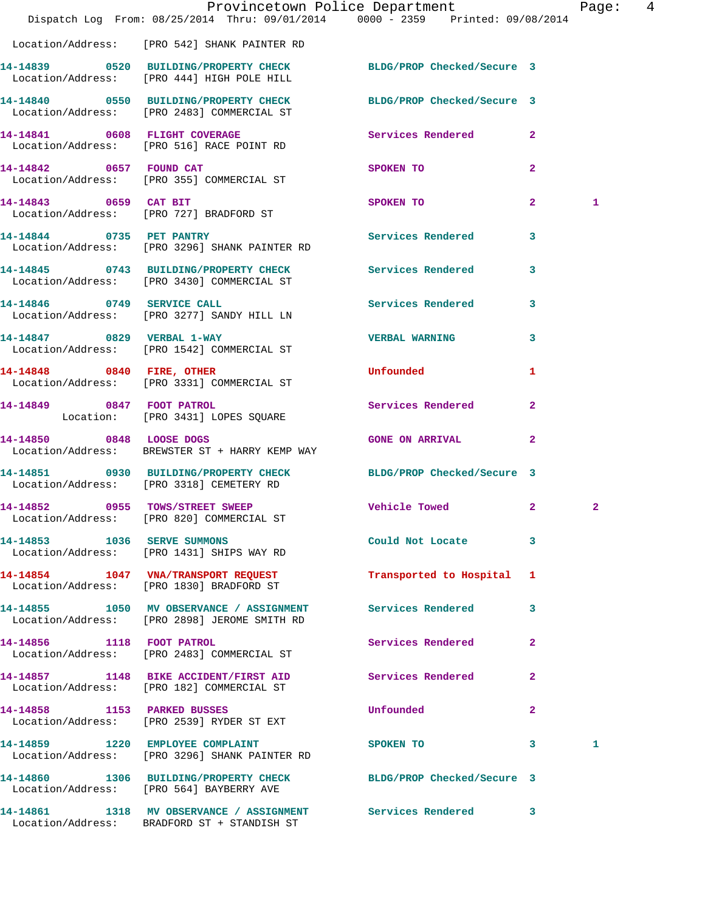Location/Address: [PRO 542] SHANK PAINTER RD

| Call # | Time | Call Type | Disposition | Priority | |
|---|---|---|---|---|---|
| 14-14839 | 0520 | BUILDING/PROPERTY CHECK | BLDG/PROP Checked/Secure | 3 | |
| | | Location/Address: [PRO 444] HIGH POLE HILL | | | |
| 14-14840 | 0550 | BUILDING/PROPERTY CHECK | BLDG/PROP Checked/Secure | 3 | |
| | | Location/Address: [PRO 2483] COMMERCIAL ST | | | |
| 14-14841 | 0608 | FLIGHT COVERAGE | Services Rendered | 2 | |
| | | Location/Address: [PRO 516] RACE POINT RD | | | |
| 14-14842 | 0657 | FOUND CAT | SPOKEN TO | 2 | |
| | | Location/Address: [PRO 355] COMMERCIAL ST | | | |
| 14-14843 | 0659 | CAT BIT | SPOKEN TO | 2 | 1 |
| | | Location/Address: [PRO 727] BRADFORD ST | | | |
| 14-14844 | 0735 | PET PANTRY | Services Rendered | 3 | |
| | | Location/Address: [PRO 3296] SHANK PAINTER RD | | | |
| 14-14845 | 0743 | BUILDING/PROPERTY CHECK | Services Rendered | 3 | |
| | | Location/Address: [PRO 3430] COMMERCIAL ST | | | |
| 14-14846 | 0749 | SERVICE CALL | Services Rendered | 3 | |
| | | Location/Address: [PRO 3277] SANDY HILL LN | | | |
| 14-14847 | 0829 | VERBAL 1-WAY | VERBAL WARNING | 3 | |
| | | Location/Address: [PRO 1542] COMMERCIAL ST | | | |
| 14-14848 | 0840 | FIRE, OTHER | Unfounded | 1 | |
| | | Location/Address: [PRO 3331] COMMERCIAL ST | | | |
| 14-14849 | 0847 | FOOT PATROL | Services Rendered | 2 | |
| | | Location: [PRO 3431] LOPES SQUARE | | | |
| 14-14850 | 0848 | LOOSE DOGS | GONE ON ARRIVAL | 2 | |
| | | Location/Address: BREWSTER ST + HARRY KEMP WAY | | | |
| 14-14851 | 0930 | BUILDING/PROPERTY CHECK | BLDG/PROP Checked/Secure | 3 | |
| | | Location/Address: [PRO 3318] CEMETERY RD | | | |
| 14-14852 | 0955 | TOWS/STREET SWEEP | Vehicle Towed | 2 | 2 |
| | | Location/Address: [PRO 820] COMMERCIAL ST | | | |
| 14-14853 | 1036 | SERVE SUMMONS | Could Not Locate | 3 | |
| | | Location/Address: [PRO 1431] SHIPS WAY RD | | | |
| 14-14854 | 1047 | VNA/TRANSPORT REQUEST | Transported to Hospital | 1 | |
| | | Location/Address: [PRO 1830] BRADFORD ST | | | |
| 14-14855 | 1050 | MV OBSERVANCE / ASSIGNMENT | Services Rendered | 3 | |
| | | Location/Address: [PRO 2898] JEROME SMITH RD | | | |
| 14-14856 | 1118 | FOOT PATROL | Services Rendered | 2 | |
| | | Location/Address: [PRO 2483] COMMERCIAL ST | | | |
| 14-14857 | 1148 | BIKE ACCIDENT/FIRST AID | Services Rendered | 2 | |
| | | Location/Address: [PRO 182] COMMERCIAL ST | | | |
| 14-14858 | 1153 | PARKED BUSSES | Unfounded | 2 | |
| | | Location/Address: [PRO 2539] RYDER ST EXT | | | |
| 14-14859 | 1220 | EMPLOYEE COMPLAINT | SPOKEN TO | 3 | 1 |
| | | Location/Address: [PRO 3296] SHANK PAINTER RD | | | |
| 14-14860 | 1306 | BUILDING/PROPERTY CHECK | BLDG/PROP Checked/Secure | 3 | |
| | | Location/Address: [PRO 564] BAYBERRY AVE | | | |
| 14-14861 | 1318 | MV OBSERVANCE / ASSIGNMENT | Services Rendered | 3 | |
| | | Location/Address: BRADFORD ST + STANDISH ST | | | |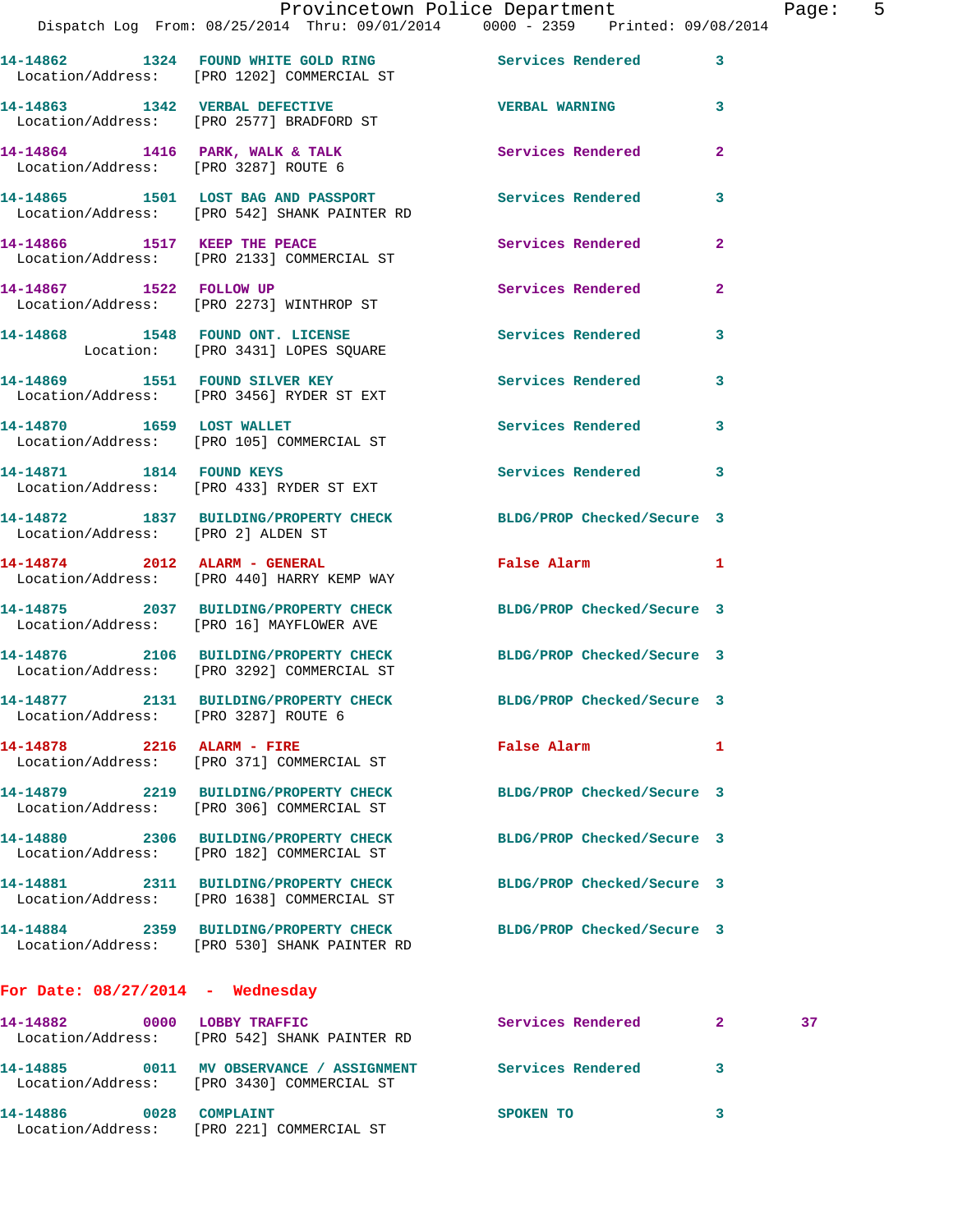14-14862 1324 FOUND WHITE GOLD RING Services Rendered 3
Location/Address: [PRO 1202] COMMERCIAL ST

14-14863 1342 VERBAL DEFECTIVE VERBAL WARNING 3
Location/Address: [PRO 2577] BRADFORD ST

14-14864 1416 PARK, WALK & TALK Services Rendered 2
Location/Address: [PRO 3287] ROUTE 6

14-14865 1501 LOST BAG AND PASSPORT Services Rendered 3
Location/Address: [PRO 542] SHANK PAINTER RD

14-14866 1517 KEEP THE PEACE Services Rendered 2
Location/Address: [PRO 2133] COMMERCIAL ST

14-14867 1522 FOLLOW UP Services Rendered 2
Location/Address: [PRO 2273] WINTHROP ST

14-14868 1548 FOUND ONT. LICENSE Services Rendered 3
Location: [PRO 3431] LOPES SQUARE

14-14869 1551 FOUND SILVER KEY Services Rendered 3
Location/Address: [PRO 3456] RYDER ST EXT

14-14870 1659 LOST WALLET Services Rendered 3
Location/Address: [PRO 105] COMMERCIAL ST

14-14871 1814 FOUND KEYS Services Rendered 3
Location/Address: [PRO 433] RYDER ST EXT

14-14872 1837 BUILDING/PROPERTY CHECK BLDG/PROP Checked/Secure 3
Location/Address: [PRO 2] ALDEN ST

14-14874 2012 ALARM - GENERAL False Alarm 1
Location/Address: [PRO 440] HARRY KEMP WAY

14-14875 2037 BUILDING/PROPERTY CHECK BLDG/PROP Checked/Secure 3
Location/Address: [PRO 16] MAYFLOWER AVE

14-14876 2106 BUILDING/PROPERTY CHECK BLDG/PROP Checked/Secure 3
Location/Address: [PRO 3292] COMMERCIAL ST

14-14877 2131 BUILDING/PROPERTY CHECK BLDG/PROP Checked/Secure 3
Location/Address: [PRO 3287] ROUTE 6

14-14878 2216 ALARM - FIRE False Alarm 1
Location/Address: [PRO 371] COMMERCIAL ST

14-14879 2219 BUILDING/PROPERTY CHECK BLDG/PROP Checked/Secure 3
Location/Address: [PRO 306] COMMERCIAL ST

14-14880 2306 BUILDING/PROPERTY CHECK BLDG/PROP Checked/Secure 3
Location/Address: [PRO 182] COMMERCIAL ST

14-14881 2311 BUILDING/PROPERTY CHECK BLDG/PROP Checked/Secure 3
Location/Address: [PRO 1638] COMMERCIAL ST

14-14884 2359 BUILDING/PROPERTY CHECK BLDG/PROP Checked/Secure 3
Location/Address: [PRO 530] SHANK PAINTER RD

## For Date: 08/27/2014 - Wednesday

14-14882 0000 LOBBY TRAFFIC Services Rendered 2 37
Location/Address: [PRO 542] SHANK PAINTER RD

14-14885 0011 MV OBSERVANCE / ASSIGNMENT Services Rendered 3
Location/Address: [PRO 3430] COMMERCIAL ST

14-14886 0028 COMPLAINT SPOKEN TO 3
Location/Address: [PRO 221] COMMERCIAL ST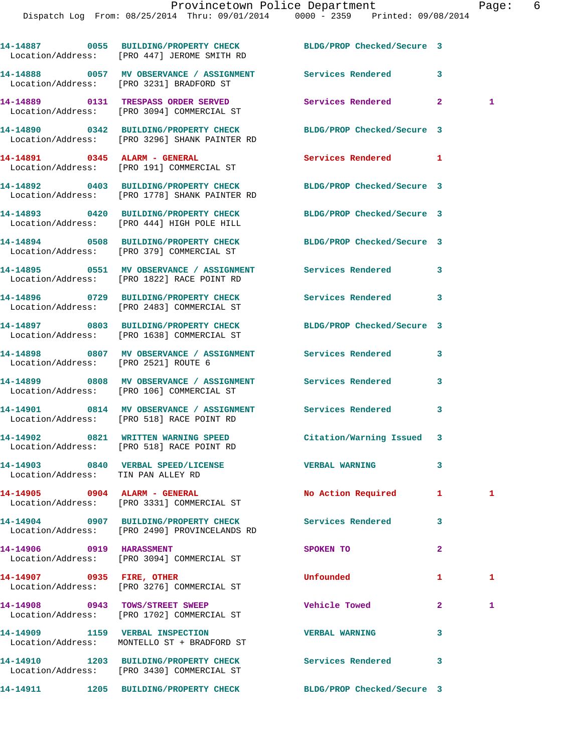14-14887 0055 BUILDING/PROPERTY CHECK BLDG/PROP Checked/Secure 3
Location/Address: [PRO 447] JEROME SMITH RD

14-14888 0057 MV OBSERVANCE / ASSIGNMENT Services Rendered 3
Location/Address: [PRO 3231] BRADFORD ST

14-14889 0131 TRESPASS ORDER SERVED Services Rendered 2 1
Location/Address: [PRO 3094] COMMERCIAL ST

14-14890 0342 BUILDING/PROPERTY CHECK BLDG/PROP Checked/Secure 3
Location/Address: [PRO 3296] SHANK PAINTER RD

14-14891 0345 ALARM - GENERAL Services Rendered 1
Location/Address: [PRO 191] COMMERCIAL ST

14-14892 0403 BUILDING/PROPERTY CHECK BLDG/PROP Checked/Secure 3
Location/Address: [PRO 1778] SHANK PAINTER RD

14-14893 0420 BUILDING/PROPERTY CHECK BLDG/PROP Checked/Secure 3
Location/Address: [PRO 444] HIGH POLE HILL

14-14894 0508 BUILDING/PROPERTY CHECK BLDG/PROP Checked/Secure 3
Location/Address: [PRO 379] COMMERCIAL ST

14-14895 0551 MV OBSERVANCE / ASSIGNMENT Services Rendered 3
Location/Address: [PRO 1822] RACE POINT RD

14-14896 0729 BUILDING/PROPERTY CHECK Services Rendered 3
Location/Address: [PRO 2483] COMMERCIAL ST

14-14897 0803 BUILDING/PROPERTY CHECK BLDG/PROP Checked/Secure 3
Location/Address: [PRO 1638] COMMERCIAL ST

14-14898 0807 MV OBSERVANCE / ASSIGNMENT Services Rendered 3
Location/Address: [PRO 2521] ROUTE 6

14-14899 0808 MV OBSERVANCE / ASSIGNMENT Services Rendered 3
Location/Address: [PRO 106] COMMERCIAL ST

14-14901 0814 MV OBSERVANCE / ASSIGNMENT Services Rendered 3
Location/Address: [PRO 518] RACE POINT RD

14-14902 0821 WRITTEN WARNING SPEED Citation/Warning Issued 3
Location/Address: [PRO 518] RACE POINT RD

14-14903 0840 VERBAL SPEED/LICENSE VERBAL WARNING 3
Location/Address: TIN PAN ALLEY RD

14-14905 0904 ALARM - GENERAL No Action Required 1 1
Location/Address: [PRO 3331] COMMERCIAL ST

14-14904 0907 BUILDING/PROPERTY CHECK Services Rendered 3
Location/Address: [PRO 2490] PROVINCELANDS RD

14-14906 0919 HARASSMENT SPOKEN TO 2
Location/Address: [PRO 3094] COMMERCIAL ST

14-14907 0935 FIRE, OTHER Unfounded 1 1
Location/Address: [PRO 3276] COMMERCIAL ST

14-14908 0943 TOWS/STREET SWEEP Vehicle Towed 2 1
Location/Address: [PRO 1702] COMMERCIAL ST

14-14909 1159 VERBAL INSPECTION VERBAL WARNING 3
Location/Address: MONTELLO ST + BRADFORD ST

14-14910 1203 BUILDING/PROPERTY CHECK Services Rendered 3
Location/Address: [PRO 3430] COMMERCIAL ST

14-14911 1205 BUILDING/PROPERTY CHECK BLDG/PROP Checked/Secure 3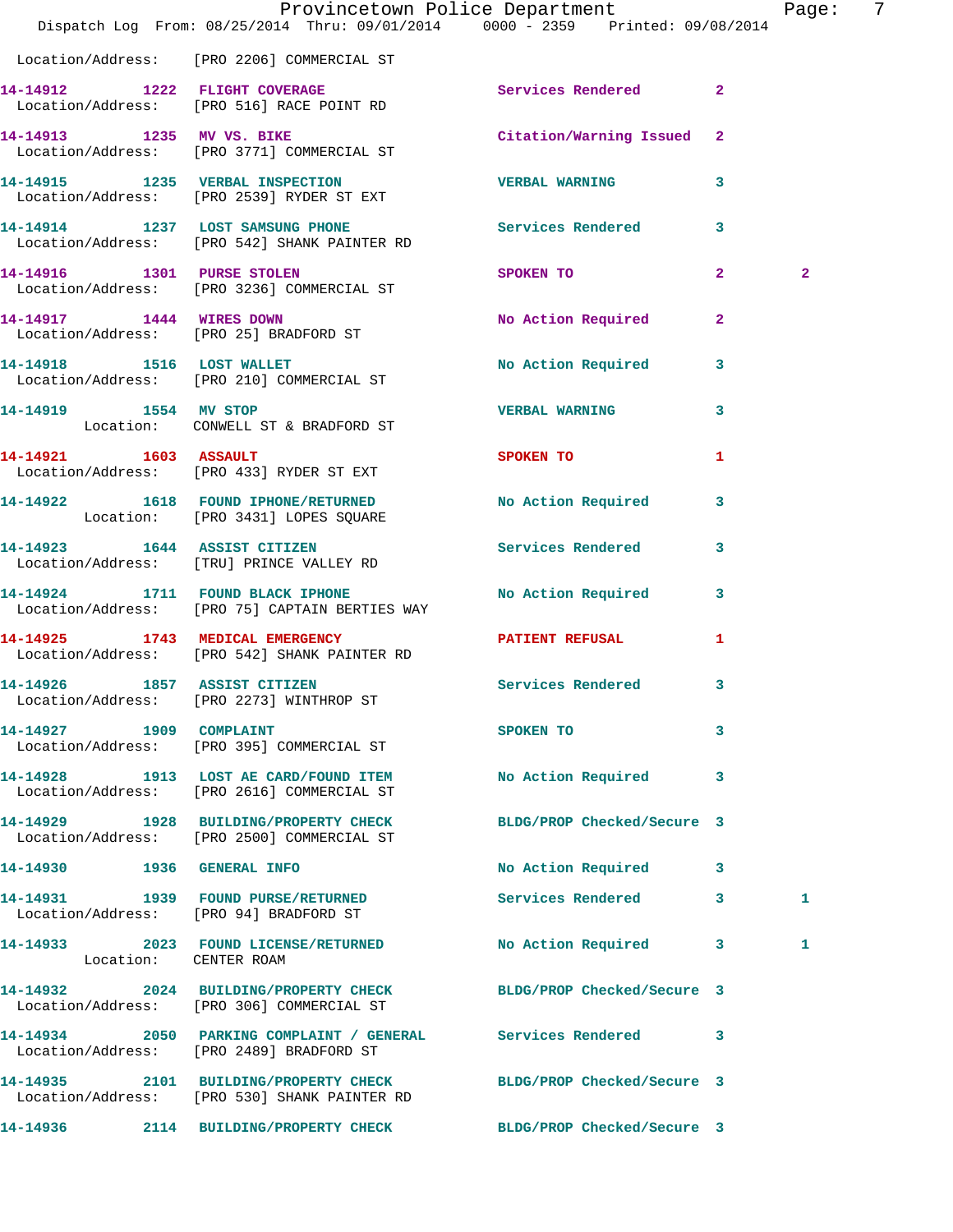Location/Address: [PRO 2206] COMMERCIAL ST

| Call # | Time | Call Reason | Action | Priority | |
|---|---|---|---|---|---|
| 14-14912 | 1222 | FLIGHT COVERAGE | Services Rendered | 2 | |
| | | Location/Address: [PRO 516] RACE POINT RD | | | |
| 14-14913 | 1235 | MV VS. BIKE | Citation/Warning Issued | 2 | |
| | | Location/Address: [PRO 3771] COMMERCIAL ST | | | |
| 14-14915 | 1235 | VERBAL INSPECTION | VERBAL WARNING | 3 | |
| | | Location/Address: [PRO 2539] RYDER ST EXT | | | |
| 14-14914 | 1237 | LOST SAMSUNG PHONE | Services Rendered | 3 | |
| | | Location/Address: [PRO 542] SHANK PAINTER RD | | | |
| 14-14916 | 1301 | PURSE STOLEN | SPOKEN TO | 2 | 2 |
| | | Location/Address: [PRO 3236] COMMERCIAL ST | | | |
| 14-14917 | 1444 | WIRES DOWN | No Action Required | 2 | |
| | | Location/Address: [PRO 25] BRADFORD ST | | | |
| 14-14918 | 1516 | LOST WALLET | No Action Required | 3 | |
| | | Location/Address: [PRO 210] COMMERCIAL ST | | | |
| 14-14919 | 1554 | MV STOP | VERBAL WARNING | 3 | |
| | | Location: CONWELL ST & BRADFORD ST | | | |
| 14-14921 | 1603 | ASSAULT | SPOKEN TO | 1 | |
| | | Location/Address: [PRO 433] RYDER ST EXT | | | |
| 14-14922 | 1618 | FOUND IPHONE/RETURNED | No Action Required | 3 | |
| | | Location: [PRO 3431] LOPES SQUARE | | | |
| 14-14923 | 1644 | ASSIST CITIZEN | Services Rendered | 3 | |
| | | Location/Address: [TRU] PRINCE VALLEY RD | | | |
| 14-14924 | 1711 | FOUND BLACK IPHONE | No Action Required | 3 | |
| | | Location/Address: [PRO 75] CAPTAIN BERTIES WAY | | | |
| 14-14925 | 1743 | MEDICAL EMERGENCY | PATIENT REFUSAL | 1 | |
| | | Location/Address: [PRO 542] SHANK PAINTER RD | | | |
| 14-14926 | 1857 | ASSIST CITIZEN | Services Rendered | 3 | |
| | | Location/Address: [PRO 2273] WINTHROP ST | | | |
| 14-14927 | 1909 | COMPLAINT | SPOKEN TO | 3 | |
| | | Location/Address: [PRO 395] COMMERCIAL ST | | | |
| 14-14928 | 1913 | LOST AE CARD/FOUND ITEM | No Action Required | 3 | |
| | | Location/Address: [PRO 2616] COMMERCIAL ST | | | |
| 14-14929 | 1928 | BUILDING/PROPERTY CHECK | BLDG/PROP Checked/Secure | 3 | |
| | | Location/Address: [PRO 2500] COMMERCIAL ST | | | |
| 14-14930 | 1936 | GENERAL INFO | No Action Required | 3 | |
| 14-14931 | 1939 | FOUND PURSE/RETURNED | Services Rendered | 3 | 1 |
| | | Location/Address: [PRO 94] BRADFORD ST | | | |
| 14-14933 | 2023 | FOUND LICENSE/RETURNED | No Action Required | 3 | 1 |
| | | Location: CENTER ROAM | | | |
| 14-14932 | 2024 | BUILDING/PROPERTY CHECK | BLDG/PROP Checked/Secure | 3 | |
| | | Location/Address: [PRO 306] COMMERCIAL ST | | | |
| 14-14934 | 2050 | PARKING COMPLAINT / GENERAL | Services Rendered | 3 | |
| | | Location/Address: [PRO 2489] BRADFORD ST | | | |
| 14-14935 | 2101 | BUILDING/PROPERTY CHECK | BLDG/PROP Checked/Secure | 3 | |
| | | Location/Address: [PRO 530] SHANK PAINTER RD | | | |
| 14-14936 | 2114 | BUILDING/PROPERTY CHECK | BLDG/PROP Checked/Secure | 3 | |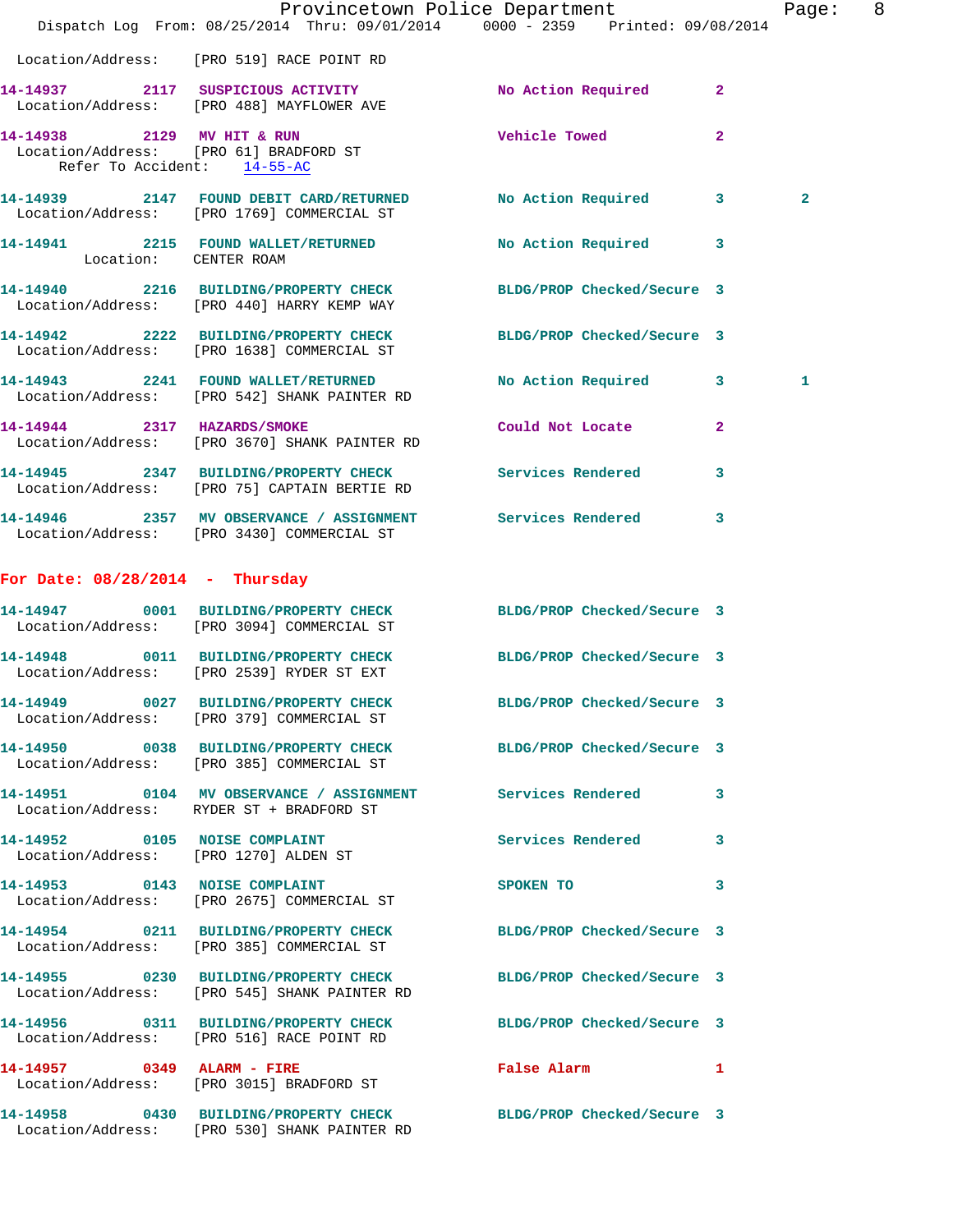Location/Address: [PRO 519] RACE POINT RD

**14-14937** 2117 **SUSPICIOUS ACTIVITY** No Action Required 2
Location/Address: [PRO 488] MAYFLOWER AVE

**14-14938** 2129 **MV HIT & RUN** Vehicle Towed 2
Location/Address: [PRO 61] BRADFORD ST
Refer To Accident: 14-55-AC

**14-14939** 2147 **FOUND DEBIT CARD/RETURNED** No Action Required 3 2
Location/Address: [PRO 1769] COMMERCIAL ST

**14-14941** 2215 **FOUND WALLET/RETURNED** No Action Required 3
Location: CENTER ROAM

**14-14940** 2216 **BUILDING/PROPERTY CHECK** BLDG/PROP Checked/Secure 3
Location/Address: [PRO 440] HARRY KEMP WAY

**14-14942** 2222 **BUILDING/PROPERTY CHECK** BLDG/PROP Checked/Secure 3
Location/Address: [PRO 1638] COMMERCIAL ST

**14-14943** 2241 **FOUND WALLET/RETURNED** No Action Required 3 1
Location/Address: [PRO 542] SHANK PAINTER RD

**14-14944** 2317 **HAZARDS/SMOKE** Could Not Locate 2
Location/Address: [PRO 3670] SHANK PAINTER RD

**14-14945** 2347 **BUILDING/PROPERTY CHECK** Services Rendered 3
Location/Address: [PRO 75] CAPTAIN BERTIE RD

**14-14946** 2357 **MV OBSERVANCE / ASSIGNMENT** Services Rendered 3
Location/Address: [PRO 3430] COMMERCIAL ST

## For Date: 08/28/2014 - Thursday

**14-14947** 0001 **BUILDING/PROPERTY CHECK** BLDG/PROP Checked/Secure 3
Location/Address: [PRO 3094] COMMERCIAL ST

**14-14948** 0011 **BUILDING/PROPERTY CHECK** BLDG/PROP Checked/Secure 3
Location/Address: [PRO 2539] RYDER ST EXT

**14-14949** 0027 **BUILDING/PROPERTY CHECK** BLDG/PROP Checked/Secure 3
Location/Address: [PRO 379] COMMERCIAL ST

**14-14950** 0038 **BUILDING/PROPERTY CHECK** BLDG/PROP Checked/Secure 3
Location/Address: [PRO 385] COMMERCIAL ST

**14-14951** 0104 **MV OBSERVANCE / ASSIGNMENT** Services Rendered 3
Location/Address: RYDER ST + BRADFORD ST

**14-14952** 0105 **NOISE COMPLAINT** Services Rendered 3
Location/Address: [PRO 1270] ALDEN ST

**14-14953** 0143 **NOISE COMPLAINT** SPOKEN TO 3
Location/Address: [PRO 2675] COMMERCIAL ST

**14-14954** 0211 **BUILDING/PROPERTY CHECK** BLDG/PROP Checked/Secure 3
Location/Address: [PRO 385] COMMERCIAL ST

**14-14955** 0230 **BUILDING/PROPERTY CHECK** BLDG/PROP Checked/Secure 3
Location/Address: [PRO 545] SHANK PAINTER RD

**14-14956** 0311 **BUILDING/PROPERTY CHECK** BLDG/PROP Checked/Secure 3
Location/Address: [PRO 516] RACE POINT RD

**14-14957** 0349 **ALARM - FIRE** False Alarm 1
Location/Address: [PRO 3015] BRADFORD ST

**14-14958** 0430 **BUILDING/PROPERTY CHECK** BLDG/PROP Checked/Secure 3
Location/Address: [PRO 530] SHANK PAINTER RD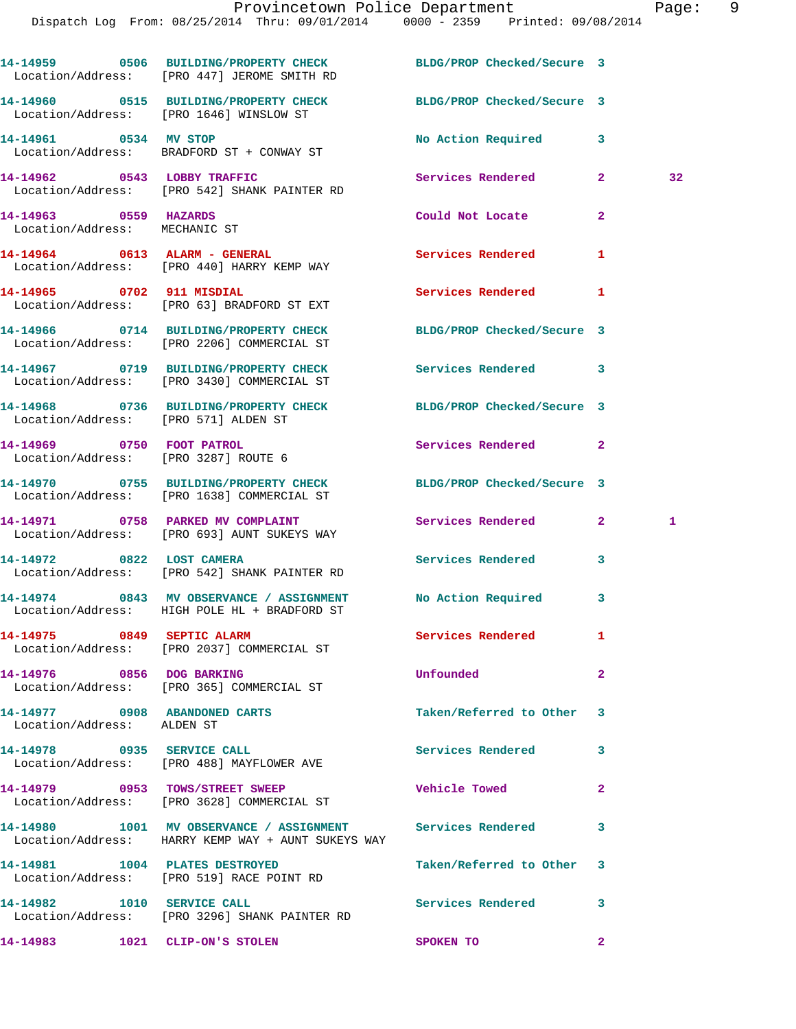14-14959 0506 BUILDING/PROPERTY CHECK BLDG/PROP Checked/Secure 3
Location/Address: [PRO 447] JEROME SMITH RD

14-14960 0515 BUILDING/PROPERTY CHECK BLDG/PROP Checked/Secure 3
Location/Address: [PRO 1646] WINSLOW ST

14-14961 0534 MV STOP No Action Required 3
Location/Address: BRADFORD ST + CONWAY ST

14-14962 0543 LOBBY TRAFFIC Services Rendered 2 32
Location/Address: [PRO 542] SHANK PAINTER RD

14-14963 0559 HAZARDS Could Not Locate 2
Location/Address: MECHANIC ST

14-14964 0613 ALARM - GENERAL Services Rendered 1
Location/Address: [PRO 440] HARRY KEMP WAY

14-14965 0702 911 MISDIAL Services Rendered 1
Location/Address: [PRO 63] BRADFORD ST EXT

14-14966 0714 BUILDING/PROPERTY CHECK BLDG/PROP Checked/Secure 3
Location/Address: [PRO 2206] COMMERCIAL ST

14-14967 0719 BUILDING/PROPERTY CHECK Services Rendered 3
Location/Address: [PRO 3430] COMMERCIAL ST

14-14968 0736 BUILDING/PROPERTY CHECK BLDG/PROP Checked/Secure 3
Location/Address: [PRO 571] ALDEN ST

14-14969 0750 FOOT PATROL Services Rendered 2
Location/Address: [PRO 3287] ROUTE 6

14-14970 0755 BUILDING/PROPERTY CHECK BLDG/PROP Checked/Secure 3
Location/Address: [PRO 1638] COMMERCIAL ST

14-14971 0758 PARKED MV COMPLAINT Services Rendered 2 1
Location/Address: [PRO 693] AUNT SUKEYS WAY

14-14972 0822 LOST CAMERA Services Rendered 3
Location/Address: [PRO 542] SHANK PAINTER RD

14-14974 0843 MV OBSERVANCE / ASSIGNMENT No Action Required 3
Location/Address: HIGH POLE HL + BRADFORD ST

14-14975 0849 SEPTIC ALARM Services Rendered 1
Location/Address: [PRO 2037] COMMERCIAL ST

14-14976 0856 DOG BARKING Unfounded 2
Location/Address: [PRO 365] COMMERCIAL ST

14-14977 0908 ABANDONED CARTS Taken/Referred to Other 3
Location/Address: ALDEN ST

14-14978 0935 SERVICE CALL Services Rendered 3
Location/Address: [PRO 488] MAYFLOWER AVE

14-14979 0953 TOWS/STREET SWEEP Vehicle Towed 2
Location/Address: [PRO 3628] COMMERCIAL ST

14-14980 1001 MV OBSERVANCE / ASSIGNMENT Services Rendered 3
Location/Address: HARRY KEMP WAY + AUNT SUKEYS WAY

14-14981 1004 PLATES DESTROYED Taken/Referred to Other 3
Location/Address: [PRO 519] RACE POINT RD

14-14982 1010 SERVICE CALL Services Rendered 3
Location/Address: [PRO 3296] SHANK PAINTER RD

14-14983 1021 CLIP-ON'S STOLEN SPOKEN TO 2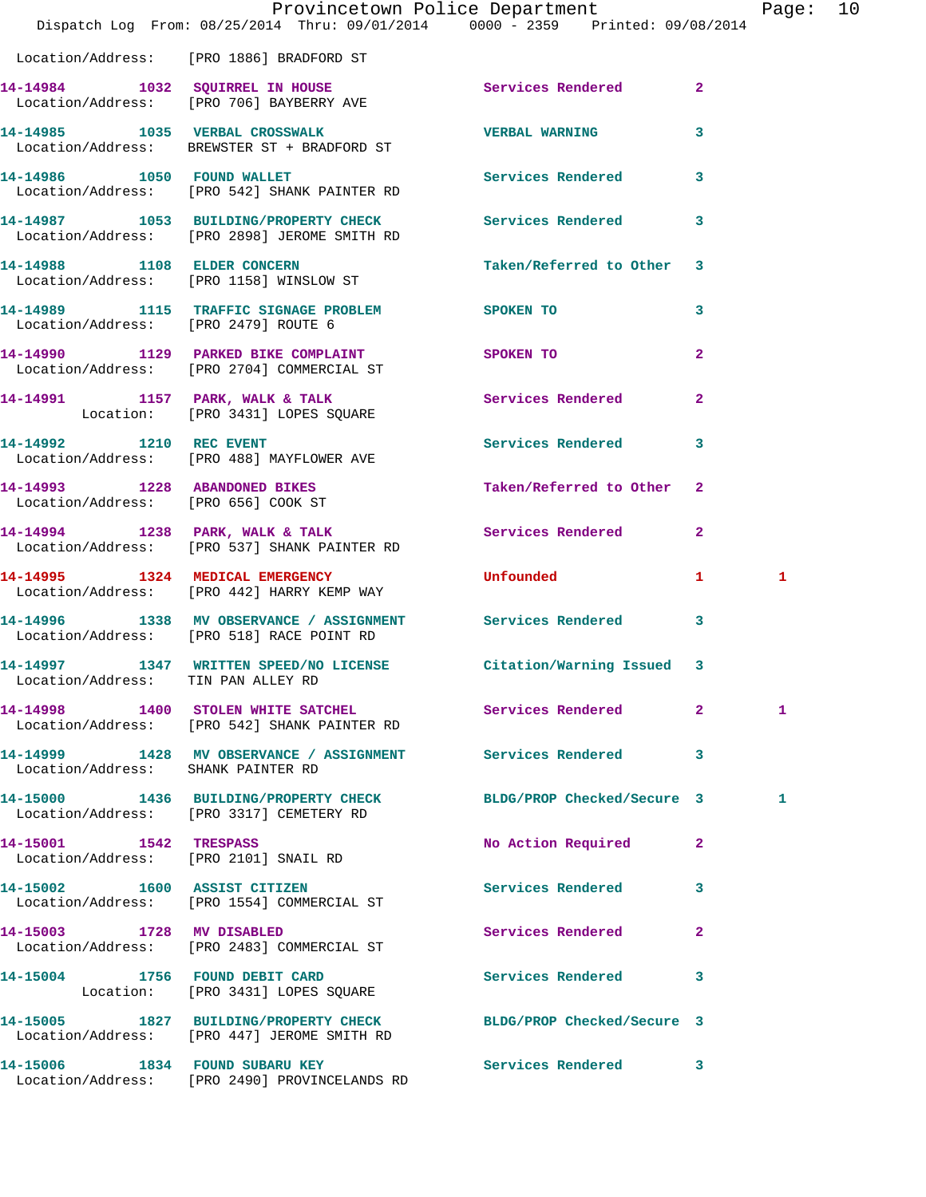Location/Address: [PRO 1886] BRADFORD ST

| Call Number | Time | Call Reason | Action | Priority | |
|---|---|---|---|---|---|
| 14-14984 | 1032 | SQUIRREL IN HOUSE | Services Rendered | 2 | |
| | | Location/Address: [PRO 706] BAYBERRY AVE | | | |
| 14-14985 | 1035 | VERBAL CROSSWALK | VERBAL WARNING | 3 | |
| | | Location/Address: BREWSTER ST + BRADFORD ST | | | |
| 14-14986 | 1050 | FOUND WALLET | Services Rendered | 3 | |
| | | Location/Address: [PRO 542] SHANK PAINTER RD | | | |
| 14-14987 | 1053 | BUILDING/PROPERTY CHECK | Services Rendered | 3 | |
| | | Location/Address: [PRO 2898] JEROME SMITH RD | | | |
| 14-14988 | 1108 | ELDER CONCERN | Taken/Referred to Other | 3 | |
| | | Location/Address: [PRO 1158] WINSLOW ST | | | |
| 14-14989 | 1115 | TRAFFIC SIGNAGE PROBLEM | SPOKEN TO | 3 | |
| | | Location/Address: [PRO 2479] ROUTE 6 | | | |
| 14-14990 | 1129 | PARKED BIKE COMPLAINT | SPOKEN TO | 2 | |
| | | Location/Address: [PRO 2704] COMMERCIAL ST | | | |
| 14-14991 | 1157 | PARK, WALK & TALK | Services Rendered | 2 | |
| | | Location: [PRO 3431] LOPES SQUARE | | | |
| 14-14992 | 1210 | REC EVENT | Services Rendered | 3 | |
| | | Location/Address: [PRO 488] MAYFLOWER AVE | | | |
| 14-14993 | 1228 | ABANDONED BIKES | Taken/Referred to Other | 2 | |
| | | Location/Address: [PRO 656] COOK ST | | | |
| 14-14994 | 1238 | PARK, WALK & TALK | Services Rendered | 2 | |
| | | Location/Address: [PRO 537] SHANK PAINTER RD | | | |
| 14-14995 | 1324 | MEDICAL EMERGENCY | Unfounded | 1 | 1 |
| | | Location/Address: [PRO 442] HARRY KEMP WAY | | | |
| 14-14996 | 1338 | MV OBSERVANCE / ASSIGNMENT | Services Rendered | 3 | |
| | | Location/Address: [PRO 518] RACE POINT RD | | | |
| 14-14997 | 1347 | WRITTEN SPEED/NO LICENSE | Citation/Warning Issued | 3 | |
| | | Location/Address: TIN PAN ALLEY RD | | | |
| 14-14998 | 1400 | STOLEN WHITE SATCHEL | Services Rendered | 2 | 1 |
| | | Location/Address: [PRO 542] SHANK PAINTER RD | | | |
| 14-14999 | 1428 | MV OBSERVANCE / ASSIGNMENT | Services Rendered | 3 | |
| | | Location/Address: SHANK PAINTER RD | | | |
| 14-15000 | 1436 | BUILDING/PROPERTY CHECK | BLDG/PROP Checked/Secure | 3 | 1 |
| | | Location/Address: [PRO 3317] CEMETERY RD | | | |
| 14-15001 | 1542 | TRESPASS | No Action Required | 2 | |
| | | Location/Address: [PRO 2101] SNAIL RD | | | |
| 14-15002 | 1600 | ASSIST CITIZEN | Services Rendered | 3 | |
| | | Location/Address: [PRO 1554] COMMERCIAL ST | | | |
| 14-15003 | 1728 | MV DISABLED | Services Rendered | 2 | |
| | | Location/Address: [PRO 2483] COMMERCIAL ST | | | |
| 14-15004 | 1756 | FOUND DEBIT CARD | Services Rendered | 3 | |
| | | Location: [PRO 3431] LOPES SQUARE | | | |
| 14-15005 | 1827 | BUILDING/PROPERTY CHECK | BLDG/PROP Checked/Secure | 3 | |
| | | Location/Address: [PRO 447] JEROME SMITH RD | | | |
| 14-15006 | 1834 | FOUND SUBARU KEY | Services Rendered | 3 | |
| | | Location/Address: [PRO 2490] PROVINCELANDS RD | | | |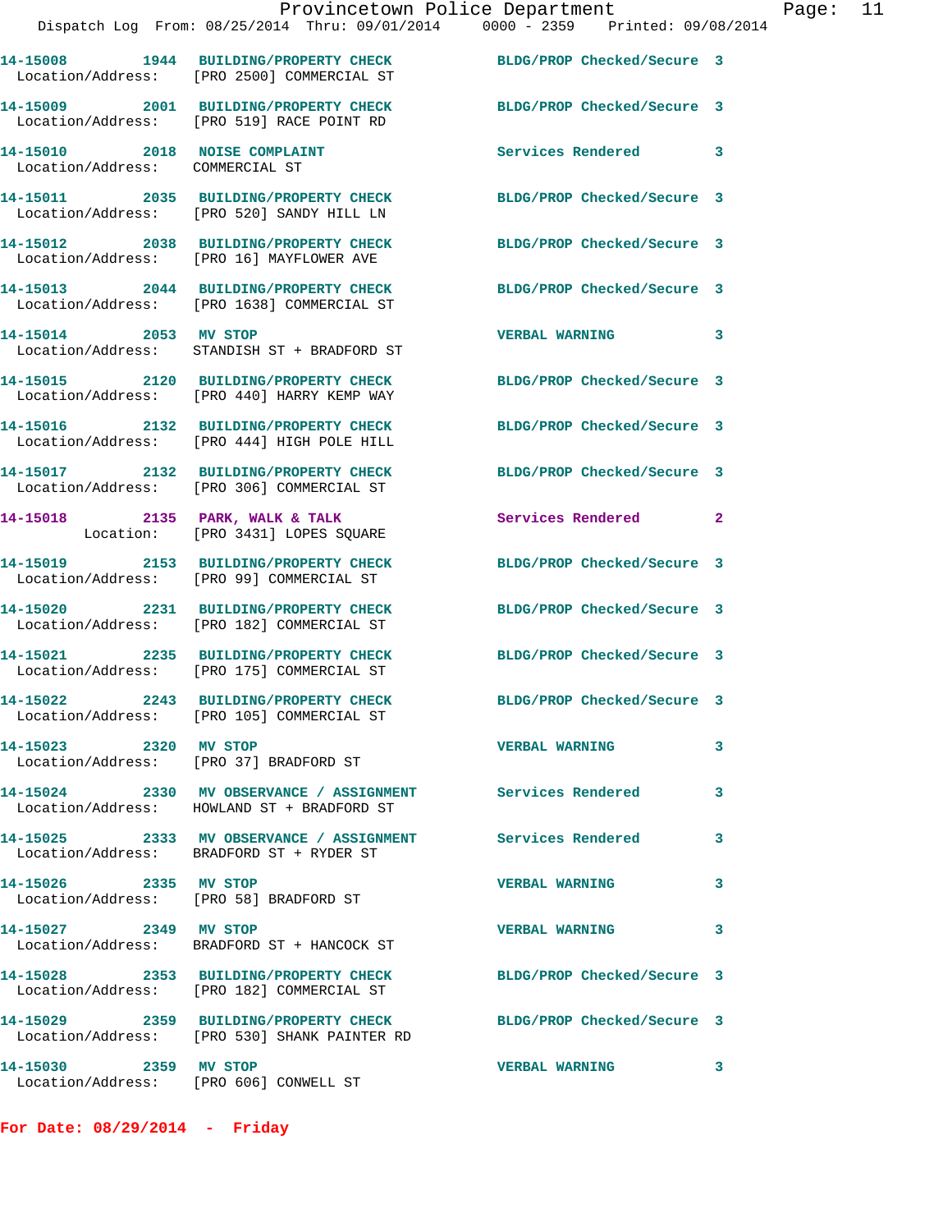14-15008 1944 BUILDING/PROPERTY CHECK BLDG/PROP Checked/Secure 3
Location/Address: [PRO 2500] COMMERCIAL ST

14-15009 2001 BUILDING/PROPERTY CHECK BLDG/PROP Checked/Secure 3
Location/Address: [PRO 519] RACE POINT RD

14-15010 2018 NOISE COMPLAINT Services Rendered 3
Location/Address: COMMERCIAL ST

14-15011 2035 BUILDING/PROPERTY CHECK BLDG/PROP Checked/Secure 3
Location/Address: [PRO 520] SANDY HILL LN

14-15012 2038 BUILDING/PROPERTY CHECK BLDG/PROP Checked/Secure 3
Location/Address: [PRO 16] MAYFLOWER AVE

14-15013 2044 BUILDING/PROPERTY CHECK BLDG/PROP Checked/Secure 3
Location/Address: [PRO 1638] COMMERCIAL ST

14-15014 2053 MV STOP VERBAL WARNING 3
Location/Address: STANDISH ST + BRADFORD ST

14-15015 2120 BUILDING/PROPERTY CHECK BLDG/PROP Checked/Secure 3
Location/Address: [PRO 440] HARRY KEMP WAY

14-15016 2132 BUILDING/PROPERTY CHECK BLDG/PROP Checked/Secure 3
Location/Address: [PRO 444] HIGH POLE HILL

14-15017 2132 BUILDING/PROPERTY CHECK BLDG/PROP Checked/Secure 3
Location/Address: [PRO 306] COMMERCIAL ST

14-15018 2135 PARK, WALK & TALK Services Rendered 2
Location: [PRO 3431] LOPES SQUARE

14-15019 2153 BUILDING/PROPERTY CHECK BLDG/PROP Checked/Secure 3
Location/Address: [PRO 99] COMMERCIAL ST

14-15020 2231 BUILDING/PROPERTY CHECK BLDG/PROP Checked/Secure 3
Location/Address: [PRO 182] COMMERCIAL ST

14-15021 2235 BUILDING/PROPERTY CHECK BLDG/PROP Checked/Secure 3
Location/Address: [PRO 175] COMMERCIAL ST

14-15022 2243 BUILDING/PROPERTY CHECK BLDG/PROP Checked/Secure 3
Location/Address: [PRO 105] COMMERCIAL ST

14-15023 2320 MV STOP VERBAL WARNING 3
Location/Address: [PRO 37] BRADFORD ST

14-15024 2330 MV OBSERVANCE / ASSIGNMENT Services Rendered 3
Location/Address: HOWLAND ST + BRADFORD ST

14-15025 2333 MV OBSERVANCE / ASSIGNMENT Services Rendered 3
Location/Address: BRADFORD ST + RYDER ST

14-15026 2335 MV STOP VERBAL WARNING 3
Location/Address: [PRO 58] BRADFORD ST

14-15027 2349 MV STOP VERBAL WARNING 3
Location/Address: BRADFORD ST + HANCOCK ST

14-15028 2353 BUILDING/PROPERTY CHECK BLDG/PROP Checked/Secure 3
Location/Address: [PRO 182] COMMERCIAL ST

14-15029 2359 BUILDING/PROPERTY CHECK BLDG/PROP Checked/Secure 3
Location/Address: [PRO 530] SHANK PAINTER RD

14-15030 2359 MV STOP VERBAL WARNING 3
Location/Address: [PRO 606] CONWELL ST

**For Date: 08/29/2014 - Friday**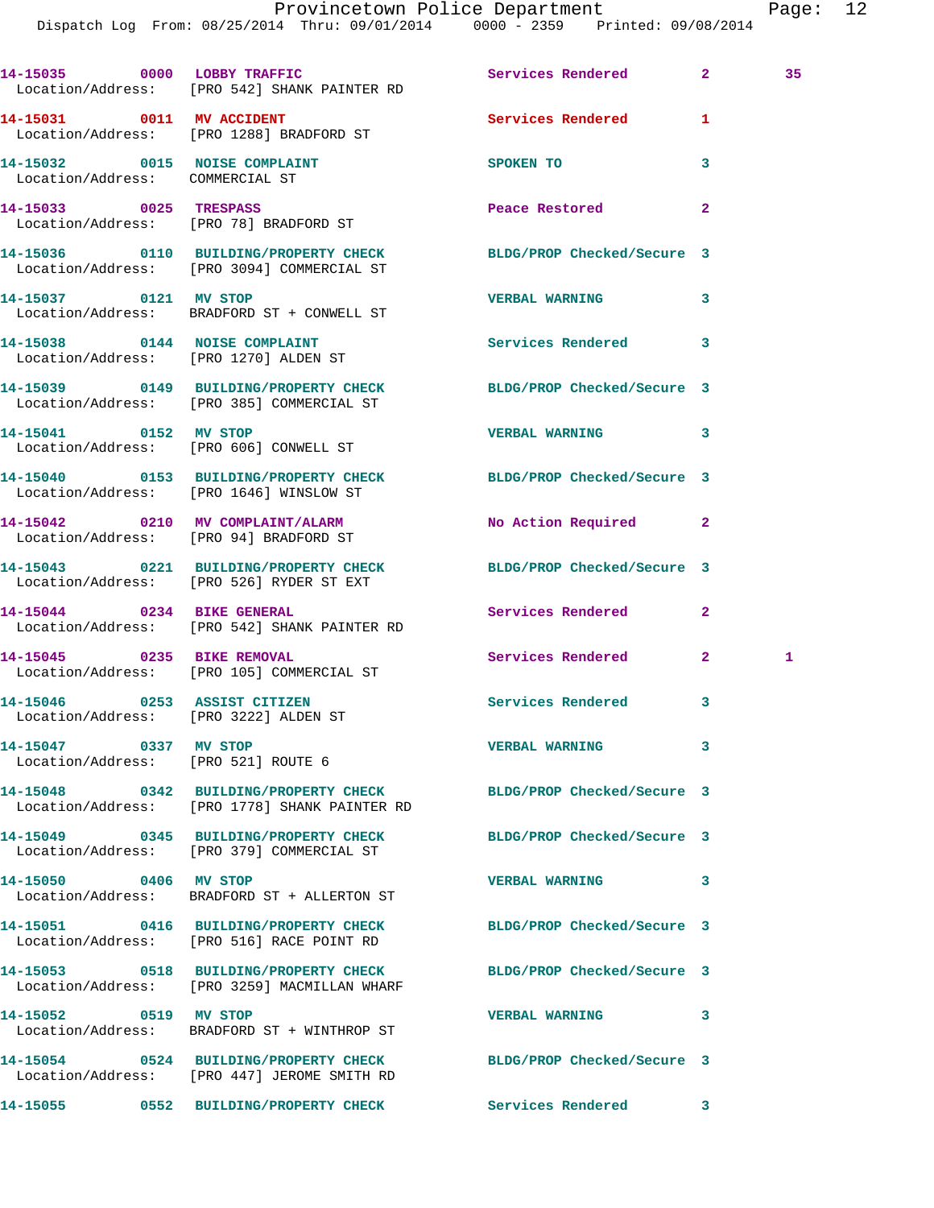| Call Number | Time | Call Reason | Action | Priority | |
|---|---|---|---|---|---|
| 14-15035 | 0000 | LOBBY TRAFFIC | Services Rendered | 2 | 35 |
| Location/Address: | | [PRO 542] SHANK PAINTER RD | | | |
| 14-15031 | 0011 | MV ACCIDENT | Services Rendered | 1 | |
| Location/Address: | | [PRO 1288] BRADFORD ST | | | |
| 14-15032 | 0015 | NOISE COMPLAINT | SPOKEN TO | 3 | |
| Location/Address: | | COMMERCIAL ST | | | |
| 14-15033 | 0025 | TRESPASS | Peace Restored | 2 | |
| Location/Address: | | [PRO 78] BRADFORD ST | | | |
| 14-15036 | 0110 | BUILDING/PROPERTY CHECK | BLDG/PROP Checked/Secure | 3 | |
| Location/Address: | | [PRO 3094] COMMERCIAL ST | | | |
| 14-15037 | 0121 | MV STOP | VERBAL WARNING | 3 | |
| Location/Address: | | BRADFORD ST + CONWELL ST | | | |
| 14-15038 | 0144 | NOISE COMPLAINT | Services Rendered | 3 | |
| Location/Address: | | [PRO 1270] ALDEN ST | | | |
| 14-15039 | 0149 | BUILDING/PROPERTY CHECK | BLDG/PROP Checked/Secure | 3 | |
| Location/Address: | | [PRO 385] COMMERCIAL ST | | | |
| 14-15041 | 0152 | MV STOP | VERBAL WARNING | 3 | |
| Location/Address: | | [PRO 606] CONWELL ST | | | |
| 14-15040 | 0153 | BUILDING/PROPERTY CHECK | BLDG/PROP Checked/Secure | 3 | |
| Location/Address: | | [PRO 1646] WINSLOW ST | | | |
| 14-15042 | 0210 | MV COMPLAINT/ALARM | No Action Required | 2 | |
| Location/Address: | | [PRO 94] BRADFORD ST | | | |
| 14-15043 | 0221 | BUILDING/PROPERTY CHECK | BLDG/PROP Checked/Secure | 3 | |
| Location/Address: | | [PRO 526] RYDER ST EXT | | | |
| 14-15044 | 0234 | BIKE GENERAL | Services Rendered | 2 | |
| Location/Address: | | [PRO 542] SHANK PAINTER RD | | | |
| 14-15045 | 0235 | BIKE REMOVAL | Services Rendered | 2 | 1 |
| Location/Address: | | [PRO 105] COMMERCIAL ST | | | |
| 14-15046 | 0253 | ASSIST CITIZEN | Services Rendered | 3 | |
| Location/Address: | | [PRO 3222] ALDEN ST | | | |
| 14-15047 | 0337 | MV STOP | VERBAL WARNING | 3 | |
| Location/Address: | | [PRO 521] ROUTE 6 | | | |
| 14-15048 | 0342 | BUILDING/PROPERTY CHECK | BLDG/PROP Checked/Secure | 3 | |
| Location/Address: | | [PRO 1778] SHANK PAINTER RD | | | |
| 14-15049 | 0345 | BUILDING/PROPERTY CHECK | BLDG/PROP Checked/Secure | 3 | |
| Location/Address: | | [PRO 379] COMMERCIAL ST | | | |
| 14-15050 | 0406 | MV STOP | VERBAL WARNING | 3 | |
| Location/Address: | | BRADFORD ST + ALLERTON ST | | | |
| 14-15051 | 0416 | BUILDING/PROPERTY CHECK | BLDG/PROP Checked/Secure | 3 | |
| Location/Address: | | [PRO 516] RACE POINT RD | | | |
| 14-15053 | 0518 | BUILDING/PROPERTY CHECK | BLDG/PROP Checked/Secure | 3 | |
| Location/Address: | | [PRO 3259] MACMILLAN WHARF | | | |
| 14-15052 | 0519 | MV STOP | VERBAL WARNING | 3 | |
| Location/Address: | | BRADFORD ST + WINTHROP ST | | | |
| 14-15054 | 0524 | BUILDING/PROPERTY CHECK | BLDG/PROP Checked/Secure | 3 | |
| Location/Address: | | [PRO 447] JEROME SMITH RD | | | |
| 14-15055 | 0552 | BUILDING/PROPERTY CHECK | Services Rendered | 3 | |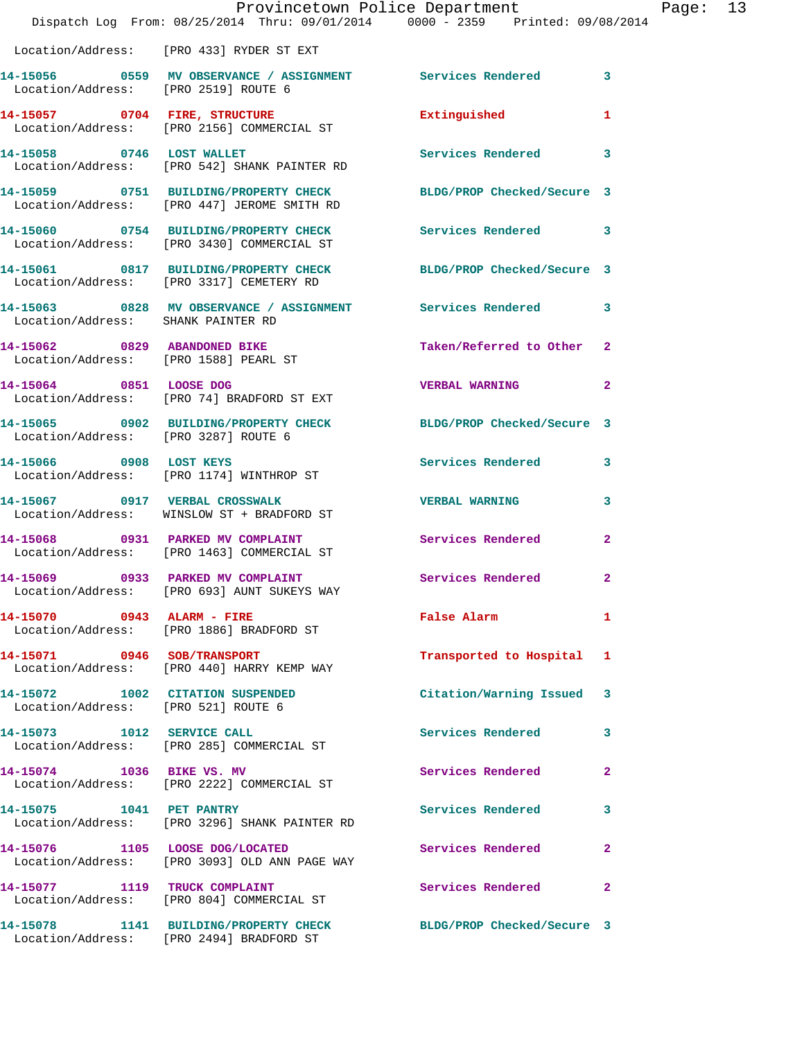Location/Address: [PRO 433] RYDER ST EXT

| Call # | Time | Call Type | Disposition | Priority |
|---|---|---|---|---|
| 14-15056 | 0559 | MV OBSERVANCE / ASSIGNMENT | Services Rendered | 3 |
| Location/Address: [PRO 2519] ROUTE 6 | | | | |
| 14-15057 | 0704 | FIRE, STRUCTURE | Extinguished | 1 |
| Location/Address: [PRO 2156] COMMERCIAL ST | | | | |
| 14-15058 | 0746 | LOST WALLET | Services Rendered | 3 |
| Location/Address: [PRO 542] SHANK PAINTER RD | | | | |
| 14-15059 | 0751 | BUILDING/PROPERTY CHECK | BLDG/PROP Checked/Secure | 3 |
| Location/Address: [PRO 447] JEROME SMITH RD | | | | |
| 14-15060 | 0754 | BUILDING/PROPERTY CHECK | Services Rendered | 3 |
| Location/Address: [PRO 3430] COMMERCIAL ST | | | | |
| 14-15061 | 0817 | BUILDING/PROPERTY CHECK | BLDG/PROP Checked/Secure | 3 |
| Location/Address: [PRO 3317] CEMETERY RD | | | | |
| 14-15063 | 0828 | MV OBSERVANCE / ASSIGNMENT | Services Rendered | 3 |
| Location/Address: SHANK PAINTER RD | | | | |
| 14-15062 | 0829 | ABANDONED BIKE | Taken/Referred to Other | 2 |
| Location/Address: [PRO 1588] PEARL ST | | | | |
| 14-15064 | 0851 | LOOSE DOG | VERBAL WARNING | 2 |
| Location/Address: [PRO 74] BRADFORD ST EXT | | | | |
| 14-15065 | 0902 | BUILDING/PROPERTY CHECK | BLDG/PROP Checked/Secure | 3 |
| Location/Address: [PRO 3287] ROUTE 6 | | | | |
| 14-15066 | 0908 | LOST KEYS | Services Rendered | 3 |
| Location/Address: [PRO 1174] WINTHROP ST | | | | |
| 14-15067 | 0917 | VERBAL CROSSWALK | VERBAL WARNING | 3 |
| Location/Address: WINSLOW ST + BRADFORD ST | | | | |
| 14-15068 | 0931 | PARKED MV COMPLAINT | Services Rendered | 2 |
| Location/Address: [PRO 1463] COMMERCIAL ST | | | | |
| 14-15069 | 0933 | PARKED MV COMPLAINT | Services Rendered | 2 |
| Location/Address: [PRO 693] AUNT SUKEYS WAY | | | | |
| 14-15070 | 0943 | ALARM - FIRE | False Alarm | 1 |
| Location/Address: [PRO 1886] BRADFORD ST | | | | |
| 14-15071 | 0946 | SOB/TRANSPORT | Transported to Hospital | 1 |
| Location/Address: [PRO 440] HARRY KEMP WAY | | | | |
| 14-15072 | 1002 | CITATION SUSPENDED | Citation/Warning Issued | 3 |
| Location/Address: [PRO 521] ROUTE 6 | | | | |
| 14-15073 | 1012 | SERVICE CALL | Services Rendered | 3 |
| Location/Address: [PRO 285] COMMERCIAL ST | | | | |
| 14-15074 | 1036 | BIKE VS. MV | Services Rendered | 2 |
| Location/Address: [PRO 2222] COMMERCIAL ST | | | | |
| 14-15075 | 1041 | PET PANTRY | Services Rendered | 3 |
| Location/Address: [PRO 3296] SHANK PAINTER RD | | | | |
| 14-15076 | 1105 | LOOSE DOG/LOCATED | Services Rendered | 2 |
| Location/Address: [PRO 3093] OLD ANN PAGE WAY | | | | |
| 14-15077 | 1119 | TRUCK COMPLAINT | Services Rendered | 2 |
| Location/Address: [PRO 804] COMMERCIAL ST | | | | |
| 14-15078 | 1141 | BUILDING/PROPERTY CHECK | BLDG/PROP Checked/Secure | 3 |
| Location/Address: [PRO 2494] BRADFORD ST | | | | |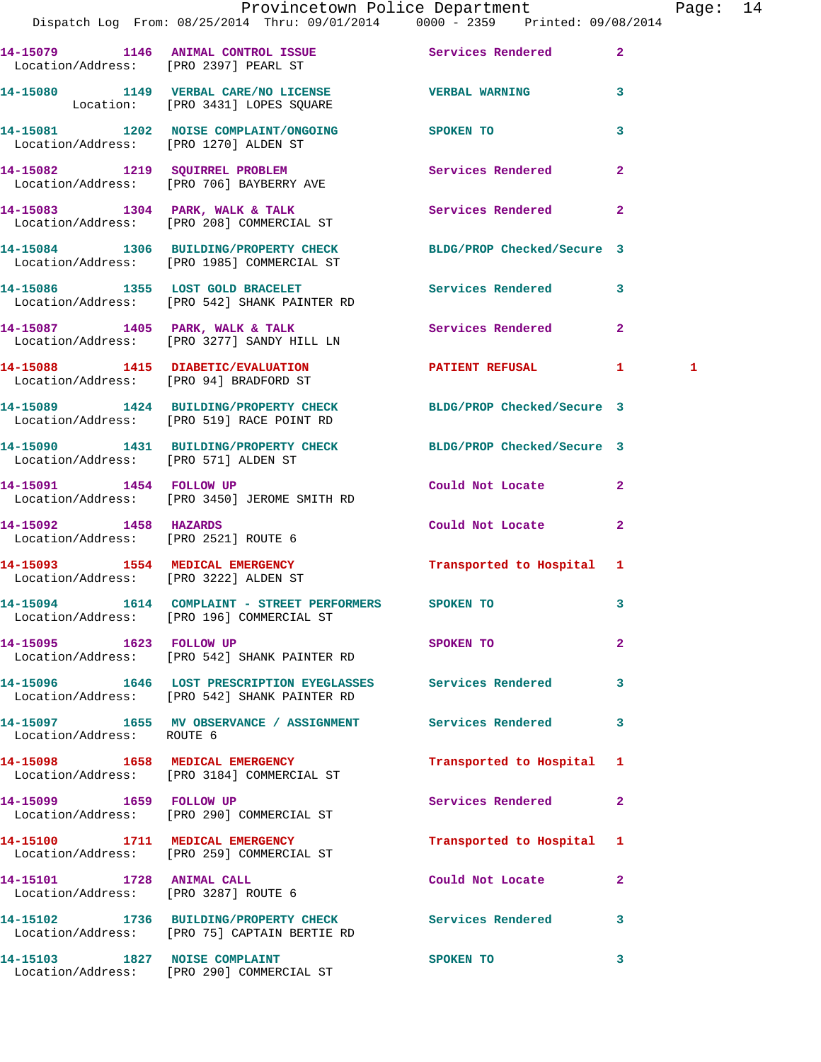14-15079 1146 ANIMAL CONTROL ISSUE Services Rendered 2
Location/Address: [PRO 2397] PEARL ST

14-15080 1149 VERBAL CARE/NO LICENSE VERBAL WARNING 3
Location: [PRO 3431] LOPES SQUARE

14-15081 1202 NOISE COMPLAINT/ONGOING SPOKEN TO 3
Location/Address: [PRO 1270] ALDEN ST

14-15082 1219 SQUIRREL PROBLEM Services Rendered 2
Location/Address: [PRO 706] BAYBERRY AVE

14-15083 1304 PARK, WALK & TALK Services Rendered 2
Location/Address: [PRO 208] COMMERCIAL ST

14-15084 1306 BUILDING/PROPERTY CHECK BLDG/PROP Checked/Secure 3
Location/Address: [PRO 1985] COMMERCIAL ST

14-15086 1355 LOST GOLD BRACELET Services Rendered 3
Location/Address: [PRO 542] SHANK PAINTER RD

14-15087 1405 PARK, WALK & TALK Services Rendered 2
Location/Address: [PRO 3277] SANDY HILL LN

14-15088 1415 DIABETIC/EVALUATION PATIENT REFUSAL 1 1
Location/Address: [PRO 94] BRADFORD ST

14-15089 1424 BUILDING/PROPERTY CHECK BLDG/PROP Checked/Secure 3
Location/Address: [PRO 519] RACE POINT RD

14-15090 1431 BUILDING/PROPERTY CHECK BLDG/PROP Checked/Secure 3
Location/Address: [PRO 571] ALDEN ST

14-15091 1454 FOLLOW UP Could Not Locate 2
Location/Address: [PRO 3450] JEROME SMITH RD

14-15092 1458 HAZARDS Could Not Locate 2
Location/Address: [PRO 2521] ROUTE 6

14-15093 1554 MEDICAL EMERGENCY Transported to Hospital 1
Location/Address: [PRO 3222] ALDEN ST

14-15094 1614 COMPLAINT - STREET PERFORMERS SPOKEN TO 3
Location/Address: [PRO 196] COMMERCIAL ST

14-15095 1623 FOLLOW UP SPOKEN TO 2
Location/Address: [PRO 542] SHANK PAINTER RD

14-15096 1646 LOST PRESCRIPTION EYEGLASSES Services Rendered 3
Location/Address: [PRO 542] SHANK PAINTER RD

14-15097 1655 MV OBSERVANCE / ASSIGNMENT Services Rendered 3
Location/Address: ROUTE 6

14-15098 1658 MEDICAL EMERGENCY Transported to Hospital 1
Location/Address: [PRO 3184] COMMERCIAL ST

14-15099 1659 FOLLOW UP Services Rendered 2
Location/Address: [PRO 290] COMMERCIAL ST

14-15100 1711 MEDICAL EMERGENCY Transported to Hospital 1
Location/Address: [PRO 259] COMMERCIAL ST

14-15101 1728 ANIMAL CALL Could Not Locate 2
Location/Address: [PRO 3287] ROUTE 6

14-15102 1736 BUILDING/PROPERTY CHECK Services Rendered 3
Location/Address: [PRO 75] CAPTAIN BERTIE RD

14-15103 1827 NOISE COMPLAINT SPOKEN TO 3
Location/Address: [PRO 290] COMMERCIAL ST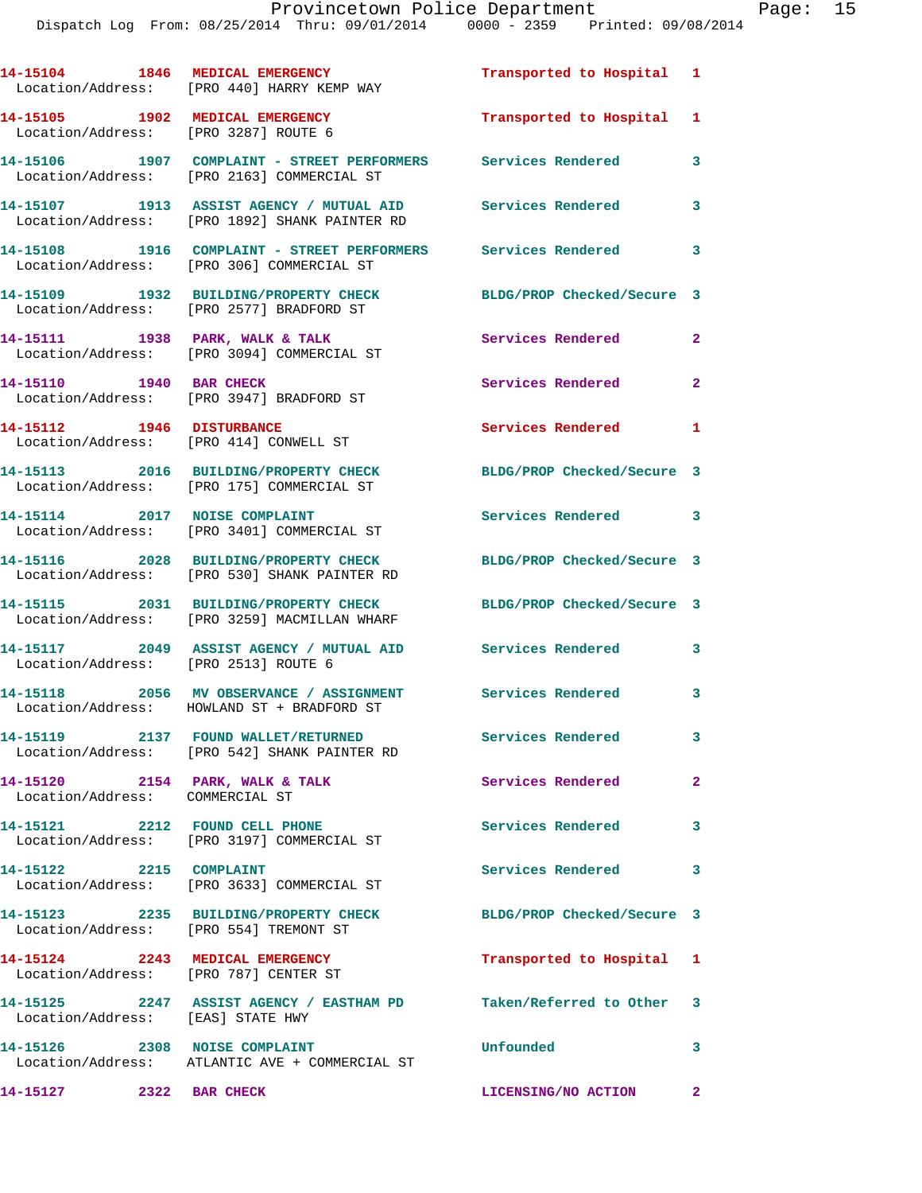14-15104 1846 MEDICAL EMERGENCY Transported to Hospital 1
Location/Address: [PRO 440] HARRY KEMP WAY

14-15105 1902 MEDICAL EMERGENCY Transported to Hospital 1
Location/Address: [PRO 3287] ROUTE 6

14-15106 1907 COMPLAINT - STREET PERFORMERS Services Rendered 3
Location/Address: [PRO 2163] COMMERCIAL ST

14-15107 1913 ASSIST AGENCY / MUTUAL AID Services Rendered 3
Location/Address: [PRO 1892] SHANK PAINTER RD

14-15108 1916 COMPLAINT - STREET PERFORMERS Services Rendered 3
Location/Address: [PRO 306] COMMERCIAL ST

14-15109 1932 BUILDING/PROPERTY CHECK BLDG/PROP Checked/Secure 3
Location/Address: [PRO 2577] BRADFORD ST

14-15111 1938 PARK, WALK & TALK Services Rendered 2
Location/Address: [PRO 3094] COMMERCIAL ST

14-15110 1940 BAR CHECK Services Rendered 2
Location/Address: [PRO 3947] BRADFORD ST

14-15112 1946 DISTURBANCE Services Rendered 1
Location/Address: [PRO 414] CONWELL ST

14-15113 2016 BUILDING/PROPERTY CHECK BLDG/PROP Checked/Secure 3
Location/Address: [PRO 175] COMMERCIAL ST

14-15114 2017 NOISE COMPLAINT Services Rendered 3
Location/Address: [PRO 3401] COMMERCIAL ST

14-15116 2028 BUILDING/PROPERTY CHECK BLDG/PROP Checked/Secure 3
Location/Address: [PRO 530] SHANK PAINTER RD

14-15115 2031 BUILDING/PROPERTY CHECK BLDG/PROP Checked/Secure 3
Location/Address: [PRO 3259] MACMILLAN WHARF

14-15117 2049 ASSIST AGENCY / MUTUAL AID Services Rendered 3
Location/Address: [PRO 2513] ROUTE 6

14-15118 2056 MV OBSERVANCE / ASSIGNMENT Services Rendered 3
Location/Address: HOWLAND ST + BRADFORD ST

14-15119 2137 FOUND WALLET/RETURNED Services Rendered 3
Location/Address: [PRO 542] SHANK PAINTER RD

14-15120 2154 PARK, WALK & TALK Services Rendered 2
Location/Address: COMMERCIAL ST

14-15121 2212 FOUND CELL PHONE Services Rendered 3
Location/Address: [PRO 3197] COMMERCIAL ST

14-15122 2215 COMPLAINT Services Rendered 3
Location/Address: [PRO 3633] COMMERCIAL ST

14-15123 2235 BUILDING/PROPERTY CHECK BLDG/PROP Checked/Secure 3
Location/Address: [PRO 554] TREMONT ST

14-15124 2243 MEDICAL EMERGENCY Transported to Hospital 1
Location/Address: [PRO 787] CENTER ST

14-15125 2247 ASSIST AGENCY / EASTHAM PD Taken/Referred to Other 3
Location/Address: [EAS] STATE HWY

14-15126 2308 NOISE COMPLAINT Unfounded 3
Location/Address: ATLANTIC AVE + COMMERCIAL ST

14-15127 2322 BAR CHECK LICENSING/NO ACTION 2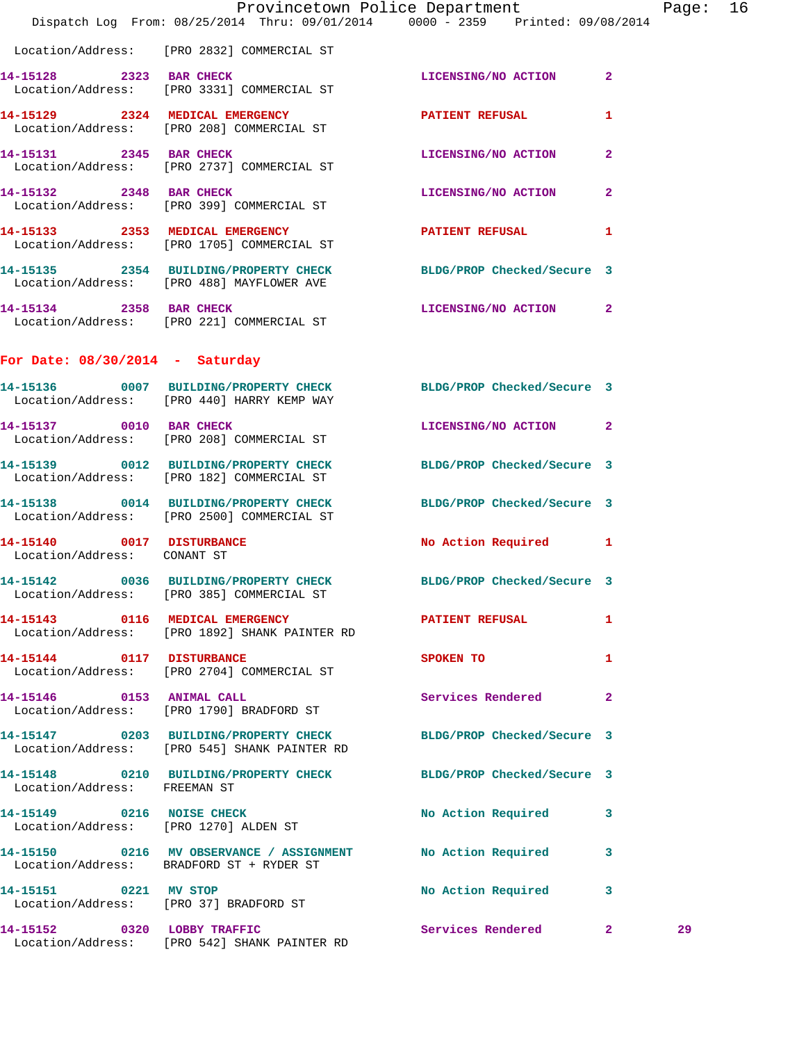Location/Address: [PRO 2832] COMMERCIAL ST

**14-15128** 2323 **BAR CHECK** LICENSING/NO ACTION 2
Location/Address: [PRO 3331] COMMERCIAL ST

**14-15129** 2324 **MEDICAL EMERGENCY** PATIENT REFUSAL 1
Location/Address: [PRO 208] COMMERCIAL ST

**14-15131** 2345 **BAR CHECK** LICENSING/NO ACTION 2
Location/Address: [PRO 2737] COMMERCIAL ST

**14-15132** 2348 **BAR CHECK** LICENSING/NO ACTION 2
Location/Address: [PRO 399] COMMERCIAL ST

**14-15133** 2353 **MEDICAL EMERGENCY** PATIENT REFUSAL 1
Location/Address: [PRO 1705] COMMERCIAL ST

**14-15135** 2354 **BUILDING/PROPERTY CHECK** BLDG/PROP Checked/Secure 3
Location/Address: [PRO 488] MAYFLOWER AVE

**14-15134** 2358 **BAR CHECK** LICENSING/NO ACTION 2
Location/Address: [PRO 221] COMMERCIAL ST

## For Date: 08/30/2014 - Saturday

**14-15136** 0007 **BUILDING/PROPERTY CHECK** BLDG/PROP Checked/Secure 3
Location/Address: [PRO 440] HARRY KEMP WAY

**14-15137** 0010 **BAR CHECK** LICENSING/NO ACTION 2
Location/Address: [PRO 208] COMMERCIAL ST

**14-15139** 0012 **BUILDING/PROPERTY CHECK** BLDG/PROP Checked/Secure 3
Location/Address: [PRO 182] COMMERCIAL ST

**14-15138** 0014 **BUILDING/PROPERTY CHECK** BLDG/PROP Checked/Secure 3
Location/Address: [PRO 2500] COMMERCIAL ST

**14-15140** 0017 **DISTURBANCE** No Action Required 1
Location/Address: CONANT ST

**14-15142** 0036 **BUILDING/PROPERTY CHECK** BLDG/PROP Checked/Secure 3
Location/Address: [PRO 385] COMMERCIAL ST

**14-15143** 0116 **MEDICAL EMERGENCY** PATIENT REFUSAL 1
Location/Address: [PRO 1892] SHANK PAINTER RD

**14-15144** 0117 **DISTURBANCE** SPOKEN TO 1
Location/Address: [PRO 2704] COMMERCIAL ST

**14-15146** 0153 **ANIMAL CALL** Services Rendered 2
Location/Address: [PRO 1790] BRADFORD ST

**14-15147** 0203 **BUILDING/PROPERTY CHECK** BLDG/PROP Checked/Secure 3
Location/Address: [PRO 545] SHANK PAINTER RD

**14-15148** 0210 **BUILDING/PROPERTY CHECK** BLDG/PROP Checked/Secure 3
Location/Address: FREEMAN ST

**14-15149** 0216 **NOISE CHECK** No Action Required 3
Location/Address: [PRO 1270] ALDEN ST

**14-15150** 0216 **MV OBSERVANCE / ASSIGNMENT** No Action Required 3
Location/Address: BRADFORD ST + RYDER ST

**14-15151** 0221 **MV STOP** No Action Required 3
Location/Address: [PRO 37] BRADFORD ST

**14-15152** 0320 **LOBBY TRAFFIC** Services Rendered 2 29
Location/Address: [PRO 542] SHANK PAINTER RD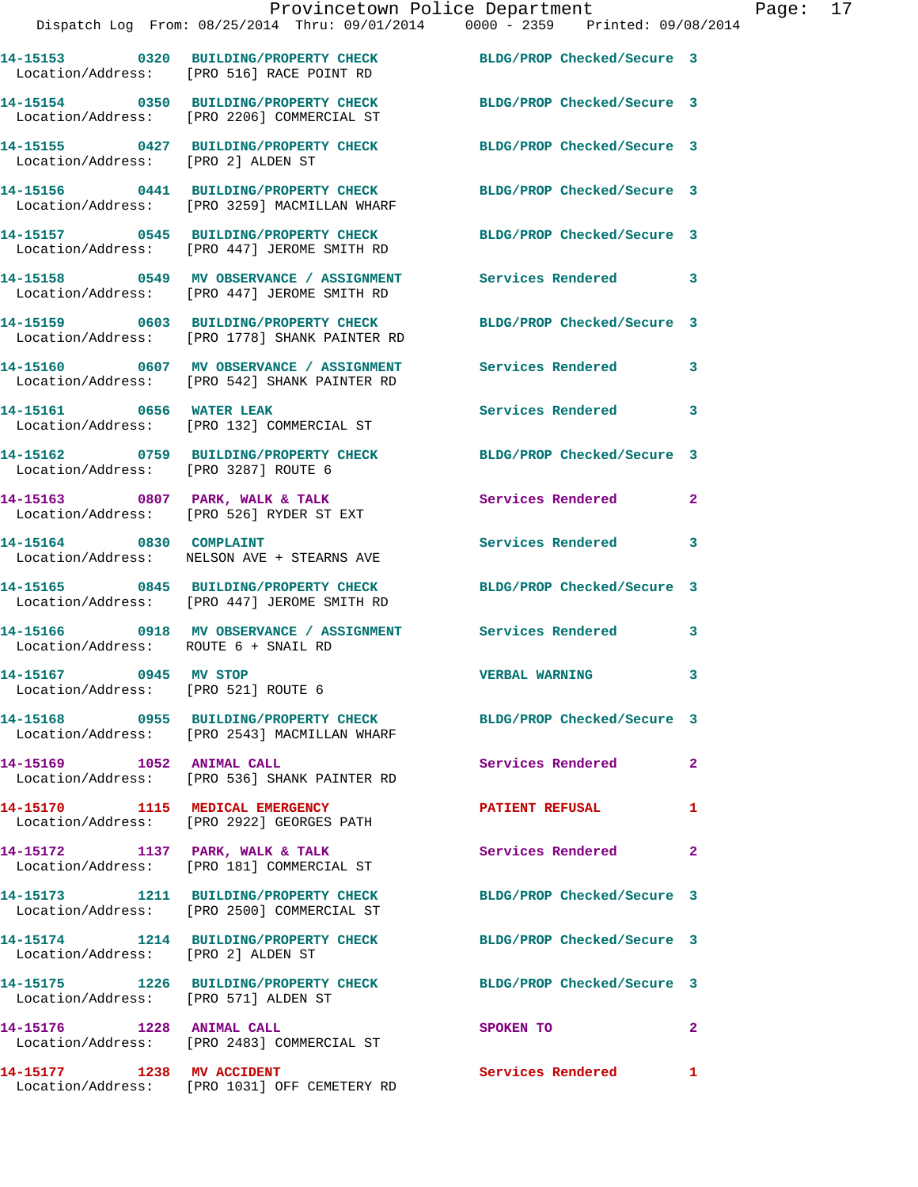Provincetown Police Department
Dispatch Log From: 08/25/2014 Thru: 09/01/2014 0000 - 2359 Printed: 09/08/2014

**14-15153 0320 BUILDING/PROPERTY CHECK** BLDG/PROP Checked/Secure 3
Location/Address: [PRO 516] RACE POINT RD

**14-15154 0350 BUILDING/PROPERTY CHECK** BLDG/PROP Checked/Secure 3
Location/Address: [PRO 2206] COMMERCIAL ST

**14-15155 0427 BUILDING/PROPERTY CHECK** BLDG/PROP Checked/Secure 3
Location/Address: [PRO 2] ALDEN ST

**14-15156 0441 BUILDING/PROPERTY CHECK** BLDG/PROP Checked/Secure 3
Location/Address: [PRO 3259] MACMILLAN WHARF

**14-15157 0545 BUILDING/PROPERTY CHECK** BLDG/PROP Checked/Secure 3
Location/Address: [PRO 447] JEROME SMITH RD

**14-15158 0549 MV OBSERVANCE / ASSIGNMENT** Services Rendered 3
Location/Address: [PRO 447] JEROME SMITH RD

**14-15159 0603 BUILDING/PROPERTY CHECK** BLDG/PROP Checked/Secure 3
Location/Address: [PRO 1778] SHANK PAINTER RD

**14-15160 0607 MV OBSERVANCE / ASSIGNMENT** Services Rendered 3
Location/Address: [PRO 542] SHANK PAINTER RD

**14-15161 0656 WATER LEAK** Services Rendered 3
Location/Address: [PRO 132] COMMERCIAL ST

**14-15162 0759 BUILDING/PROPERTY CHECK** BLDG/PROP Checked/Secure 3
Location/Address: [PRO 3287] ROUTE 6

**14-15163 0807 PARK, WALK & TALK** Services Rendered 2
Location/Address: [PRO 526] RYDER ST EXT

**14-15164 0830 COMPLAINT** Services Rendered 3
Location/Address: NELSON AVE + STEARNS AVE

**14-15165 0845 BUILDING/PROPERTY CHECK** BLDG/PROP Checked/Secure 3
Location/Address: [PRO 447] JEROME SMITH RD

**14-15166 0918 MV OBSERVANCE / ASSIGNMENT** Services Rendered 3
Location/Address: ROUTE 6 + SNAIL RD

**14-15167 0945 MV STOP** VERBAL WARNING 3
Location/Address: [PRO 521] ROUTE 6

**14-15168 0955 BUILDING/PROPERTY CHECK** BLDG/PROP Checked/Secure 3
Location/Address: [PRO 2543] MACMILLAN WHARF

**14-15169 1052 ANIMAL CALL** Services Rendered 2
Location/Address: [PRO 536] SHANK PAINTER RD

**14-15170 1115 MEDICAL EMERGENCY** PATIENT REFUSAL 1
Location/Address: [PRO 2922] GEORGES PATH

**14-15172 1137 PARK, WALK & TALK** Services Rendered 2
Location/Address: [PRO 181] COMMERCIAL ST

**14-15173 1211 BUILDING/PROPERTY CHECK** BLDG/PROP Checked/Secure 3
Location/Address: [PRO 2500] COMMERCIAL ST

**14-15174 1214 BUILDING/PROPERTY CHECK** BLDG/PROP Checked/Secure 3
Location/Address: [PRO 2] ALDEN ST

**14-15175 1226 BUILDING/PROPERTY CHECK** BLDG/PROP Checked/Secure 3
Location/Address: [PRO 571] ALDEN ST

**14-15176 1228 ANIMAL CALL** SPOKEN TO 2
Location/Address: [PRO 2483] COMMERCIAL ST

**14-15177 1238 MV ACCIDENT** Services Rendered 1
Location/Address: [PRO 1031] OFF CEMETERY RD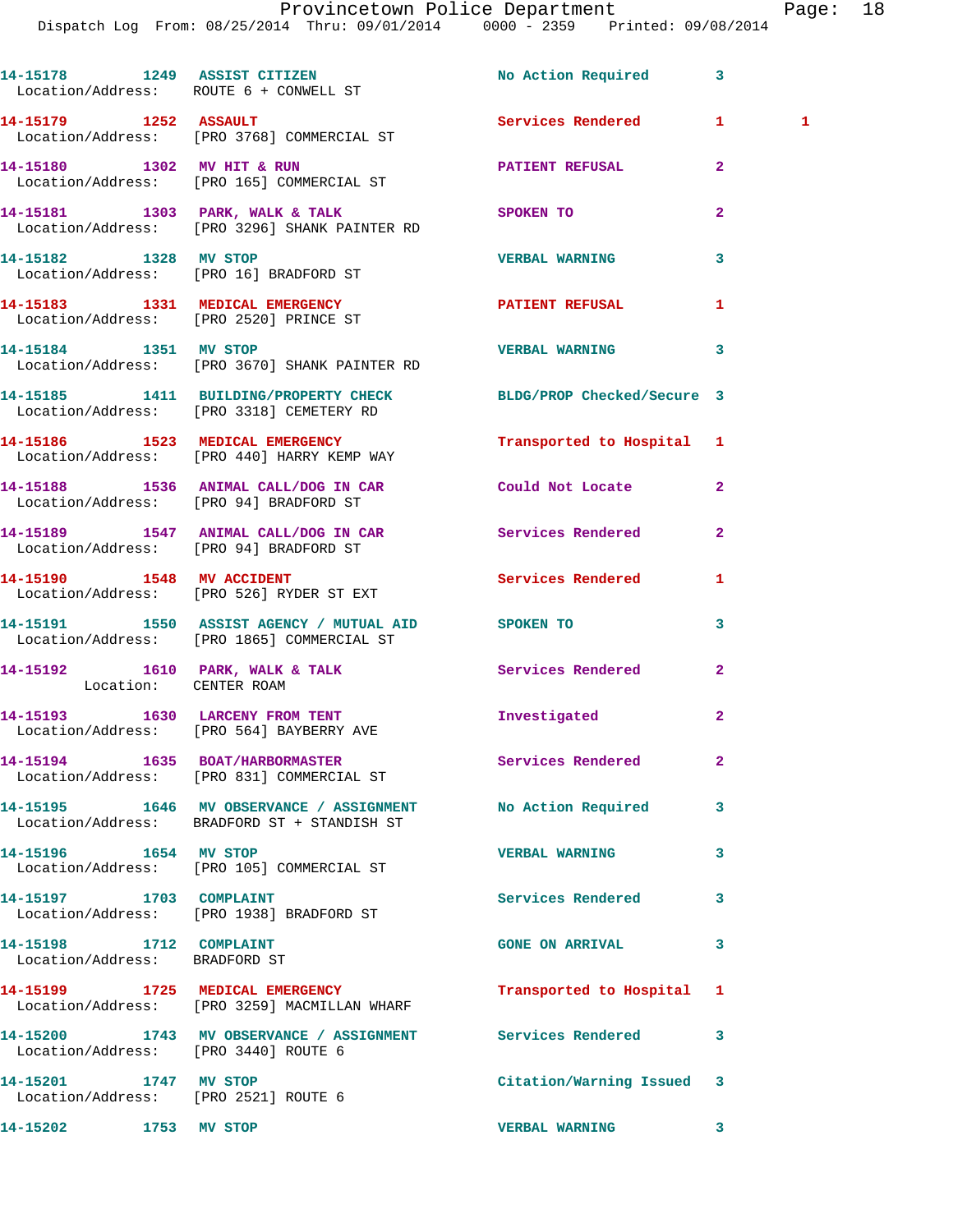14-15178 1249 ASSIST CITIZEN No Action Required 3
Location/Address: ROUTE 6 + CONWELL ST

14-15179 1252 ASSAULT Services Rendered 1 1
Location/Address: [PRO 3768] COMMERCIAL ST

14-15180 1302 MV HIT & RUN PATIENT REFUSAL 2
Location/Address: [PRO 165] COMMERCIAL ST

14-15181 1303 PARK, WALK & TALK SPOKEN TO 2
Location/Address: [PRO 3296] SHANK PAINTER RD

14-15182 1328 MV STOP VERBAL WARNING 3
Location/Address: [PRO 16] BRADFORD ST

14-15183 1331 MEDICAL EMERGENCY PATIENT REFUSAL 1
Location/Address: [PRO 2520] PRINCE ST

14-15184 1351 MV STOP VERBAL WARNING 3
Location/Address: [PRO 3670] SHANK PAINTER RD

14-15185 1411 BUILDING/PROPERTY CHECK BLDG/PROP Checked/Secure 3
Location/Address: [PRO 3318] CEMETERY RD

14-15186 1523 MEDICAL EMERGENCY Transported to Hospital 1
Location/Address: [PRO 440] HARRY KEMP WAY

14-15188 1536 ANIMAL CALL/DOG IN CAR Could Not Locate 2
Location/Address: [PRO 94] BRADFORD ST

14-15189 1547 ANIMAL CALL/DOG IN CAR Services Rendered 2
Location/Address: [PRO 94] BRADFORD ST

14-15190 1548 MV ACCIDENT Services Rendered 1
Location/Address: [PRO 526] RYDER ST EXT

14-15191 1550 ASSIST AGENCY / MUTUAL AID SPOKEN TO 3
Location/Address: [PRO 1865] COMMERCIAL ST

14-15192 1610 PARK, WALK & TALK Services Rendered 2
Location: CENTER ROAM

14-15193 1630 LARCENY FROM TENT Investigated 2
Location/Address: [PRO 564] BAYBERRY AVE

14-15194 1635 BOAT/HARBORMASTER Services Rendered 2
Location/Address: [PRO 831] COMMERCIAL ST

14-15195 1646 MV OBSERVANCE / ASSIGNMENT No Action Required 3
Location/Address: BRADFORD ST + STANDISH ST

14-15196 1654 MV STOP VERBAL WARNING 3
Location/Address: [PRO 105] COMMERCIAL ST

14-15197 1703 COMPLAINT Services Rendered 3
Location/Address: [PRO 1938] BRADFORD ST

14-15198 1712 COMPLAINT GONE ON ARRIVAL 3
Location/Address: BRADFORD ST

14-15199 1725 MEDICAL EMERGENCY Transported to Hospital 1
Location/Address: [PRO 3259] MACMILLAN WHARF

14-15200 1743 MV OBSERVANCE / ASSIGNMENT Services Rendered 3
Location/Address: [PRO 3440] ROUTE 6

14-15201 1747 MV STOP Citation/Warning Issued 3
Location/Address: [PRO 2521] ROUTE 6

14-15202 1753 MV STOP VERBAL WARNING 3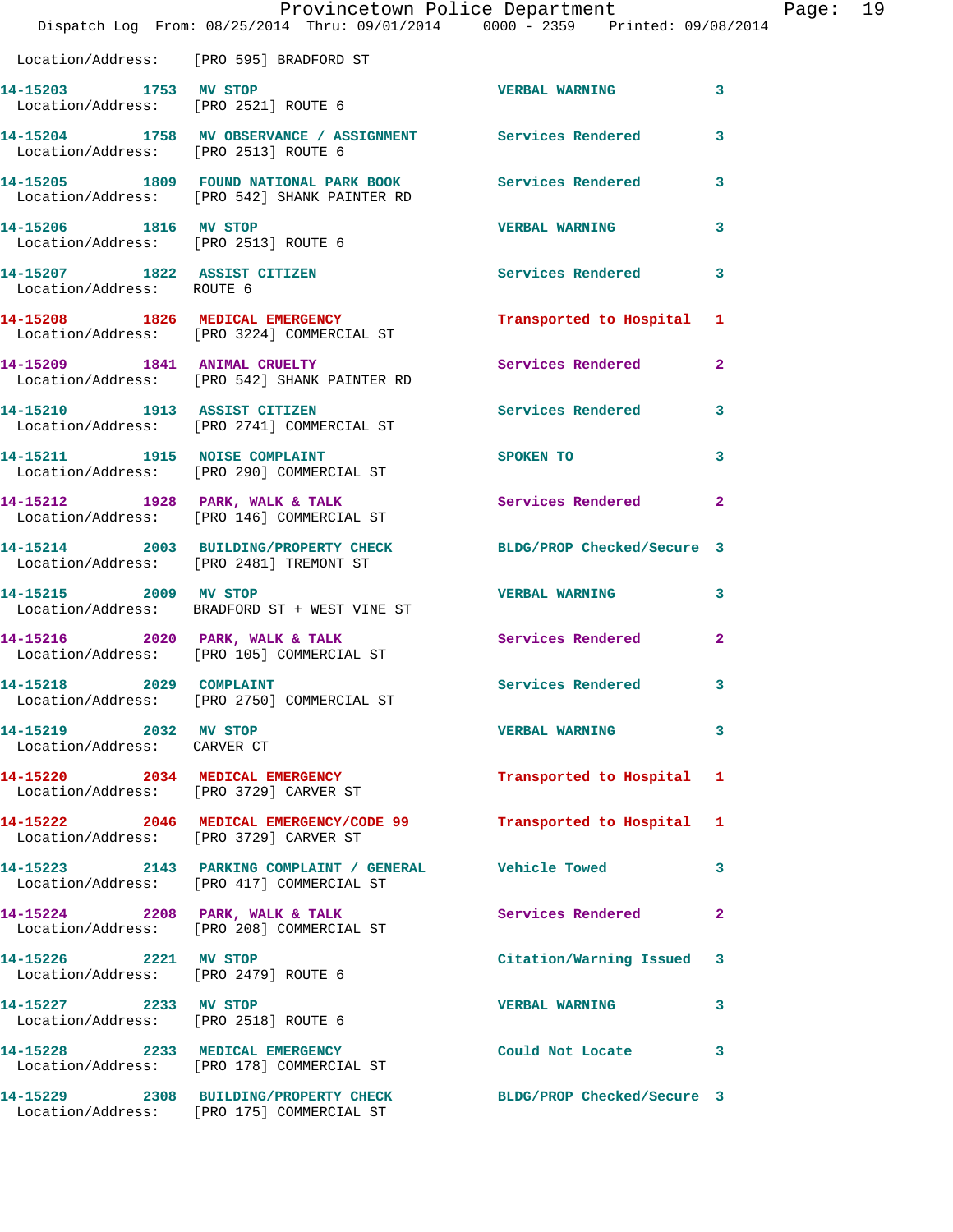Location/Address: [PRO 595] BRADFORD ST

| Call # | Time | Call Reason | Action | Priority |
|---|---|---|---|---|
| 14-15203 | 1753 | MV STOP | VERBAL WARNING | 3 |
| | | Location/Address: [PRO 2521] ROUTE 6 | | |
| 14-15204 | 1758 | MV OBSERVANCE / ASSIGNMENT | Services Rendered | 3 |
| | | Location/Address: [PRO 2513] ROUTE 6 | | |
| 14-15205 | 1809 | FOUND NATIONAL PARK BOOK | Services Rendered | 3 |
| | | Location/Address: [PRO 542] SHANK PAINTER RD | | |
| 14-15206 | 1816 | MV STOP | VERBAL WARNING | 3 |
| | | Location/Address: [PRO 2513] ROUTE 6 | | |
| 14-15207 | 1822 | ASSIST CITIZEN | Services Rendered | 3 |
| | | Location/Address: ROUTE 6 | | |
| 14-15208 | 1826 | MEDICAL EMERGENCY | Transported to Hospital | 1 |
| | | Location/Address: [PRO 3224] COMMERCIAL ST | | |
| 14-15209 | 1841 | ANIMAL CRUELTY | Services Rendered | 2 |
| | | Location/Address: [PRO 542] SHANK PAINTER RD | | |
| 14-15210 | 1913 | ASSIST CITIZEN | Services Rendered | 3 |
| | | Location/Address: [PRO 2741] COMMERCIAL ST | | |
| 14-15211 | 1915 | NOISE COMPLAINT | SPOKEN TO | 3 |
| | | Location/Address: [PRO 290] COMMERCIAL ST | | |
| 14-15212 | 1928 | PARK, WALK & TALK | Services Rendered | 2 |
| | | Location/Address: [PRO 146] COMMERCIAL ST | | |
| 14-15214 | 2003 | BUILDING/PROPERTY CHECK | BLDG/PROP Checked/Secure | 3 |
| | | Location/Address: [PRO 2481] TREMONT ST | | |
| 14-15215 | 2009 | MV STOP | VERBAL WARNING | 3 |
| | | Location/Address: BRADFORD ST + WEST VINE ST | | |
| 14-15216 | 2020 | PARK, WALK & TALK | Services Rendered | 2 |
| | | Location/Address: [PRO 105] COMMERCIAL ST | | |
| 14-15218 | 2029 | COMPLAINT | Services Rendered | 3 |
| | | Location/Address: [PRO 2750] COMMERCIAL ST | | |
| 14-15219 | 2032 | MV STOP | VERBAL WARNING | 3 |
| | | Location/Address: CARVER CT | | |
| 14-15220 | 2034 | MEDICAL EMERGENCY | Transported to Hospital | 1 |
| | | Location/Address: [PRO 3729] CARVER ST | | |
| 14-15222 | 2046 | MEDICAL EMERGENCY/CODE 99 | Transported to Hospital | 1 |
| | | Location/Address: [PRO 3729] CARVER ST | | |
| 14-15223 | 2143 | PARKING COMPLAINT / GENERAL | Vehicle Towed | 3 |
| | | Location/Address: [PRO 417] COMMERCIAL ST | | |
| 14-15224 | 2208 | PARK, WALK & TALK | Services Rendered | 2 |
| | | Location/Address: [PRO 208] COMMERCIAL ST | | |
| 14-15226 | 2221 | MV STOP | Citation/Warning Issued | 3 |
| | | Location/Address: [PRO 2479] ROUTE 6 | | |
| 14-15227 | 2233 | MV STOP | VERBAL WARNING | 3 |
| | | Location/Address: [PRO 2518] ROUTE 6 | | |
| 14-15228 | 2233 | MEDICAL EMERGENCY | Could Not Locate | 3 |
| | | Location/Address: [PRO 178] COMMERCIAL ST | | |
| 14-15229 | 2308 | BUILDING/PROPERTY CHECK | BLDG/PROP Checked/Secure | 3 |
| | | Location/Address: [PRO 175] COMMERCIAL ST | | |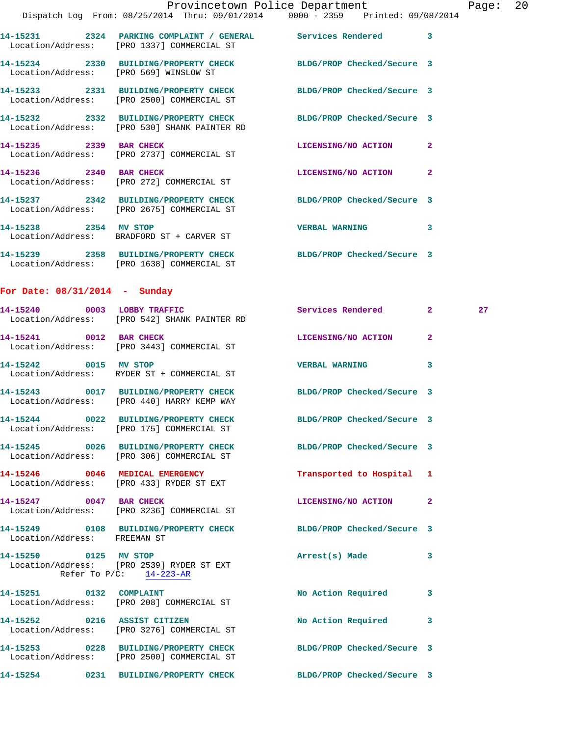14-15231 2324 PARKING COMPLAINT / GENERAL Services Rendered 3
Location/Address: [PRO 1337] COMMERCIAL ST

14-15234 2330 BUILDING/PROPERTY CHECK BLDG/PROP Checked/Secure 3
Location/Address: [PRO 569] WINSLOW ST

14-15233 2331 BUILDING/PROPERTY CHECK BLDG/PROP Checked/Secure 3
Location/Address: [PRO 2500] COMMERCIAL ST

14-15232 2332 BUILDING/PROPERTY CHECK BLDG/PROP Checked/Secure 3
Location/Address: [PRO 530] SHANK PAINTER RD

14-15235 2339 BAR CHECK LICENSING/NO ACTION 2
Location/Address: [PRO 2737] COMMERCIAL ST

14-15236 2340 BAR CHECK LICENSING/NO ACTION 2
Location/Address: [PRO 272] COMMERCIAL ST

14-15237 2342 BUILDING/PROPERTY CHECK BLDG/PROP Checked/Secure 3
Location/Address: [PRO 2675] COMMERCIAL ST

14-15238 2354 MV STOP VERBAL WARNING 3
Location/Address: BRADFORD ST + CARVER ST

14-15239 2358 BUILDING/PROPERTY CHECK BLDG/PROP Checked/Secure 3
Location/Address: [PRO 1638] COMMERCIAL ST

## For Date: 08/31/2014 - Sunday

14-15240 0003 LOBBY TRAFFIC Services Rendered 2 27
Location/Address: [PRO 542] SHANK PAINTER RD

14-15241 0012 BAR CHECK LICENSING/NO ACTION 2
Location/Address: [PRO 3443] COMMERCIAL ST

14-15242 0015 MV STOP VERBAL WARNING 3
Location/Address: RYDER ST + COMMERCIAL ST

14-15243 0017 BUILDING/PROPERTY CHECK BLDG/PROP Checked/Secure 3
Location/Address: [PRO 440] HARRY KEMP WAY

14-15244 0022 BUILDING/PROPERTY CHECK BLDG/PROP Checked/Secure 3
Location/Address: [PRO 175] COMMERCIAL ST

14-15245 0026 BUILDING/PROPERTY CHECK BLDG/PROP Checked/Secure 3
Location/Address: [PRO 306] COMMERCIAL ST

14-15246 0046 MEDICAL EMERGENCY Transported to Hospital 1
Location/Address: [PRO 433] RYDER ST EXT

14-15247 0047 BAR CHECK LICENSING/NO ACTION 2
Location/Address: [PRO 3236] COMMERCIAL ST

14-15249 0108 BUILDING/PROPERTY CHECK BLDG/PROP Checked/Secure 3
Location/Address: FREEMAN ST

14-15250 0125 MV STOP Arrest(s) Made 3
Location/Address: [PRO 2539] RYDER ST EXT
Refer To P/C: 14-223-AR

14-15251 0132 COMPLAINT No Action Required 3
Location/Address: [PRO 208] COMMERCIAL ST

14-15252 0216 ASSIST CITIZEN No Action Required 3
Location/Address: [PRO 3276] COMMERCIAL ST

14-15253 0228 BUILDING/PROPERTY CHECK BLDG/PROP Checked/Secure 3
Location/Address: [PRO 2500] COMMERCIAL ST

14-15254 0231 BUILDING/PROPERTY CHECK BLDG/PROP Checked/Secure 3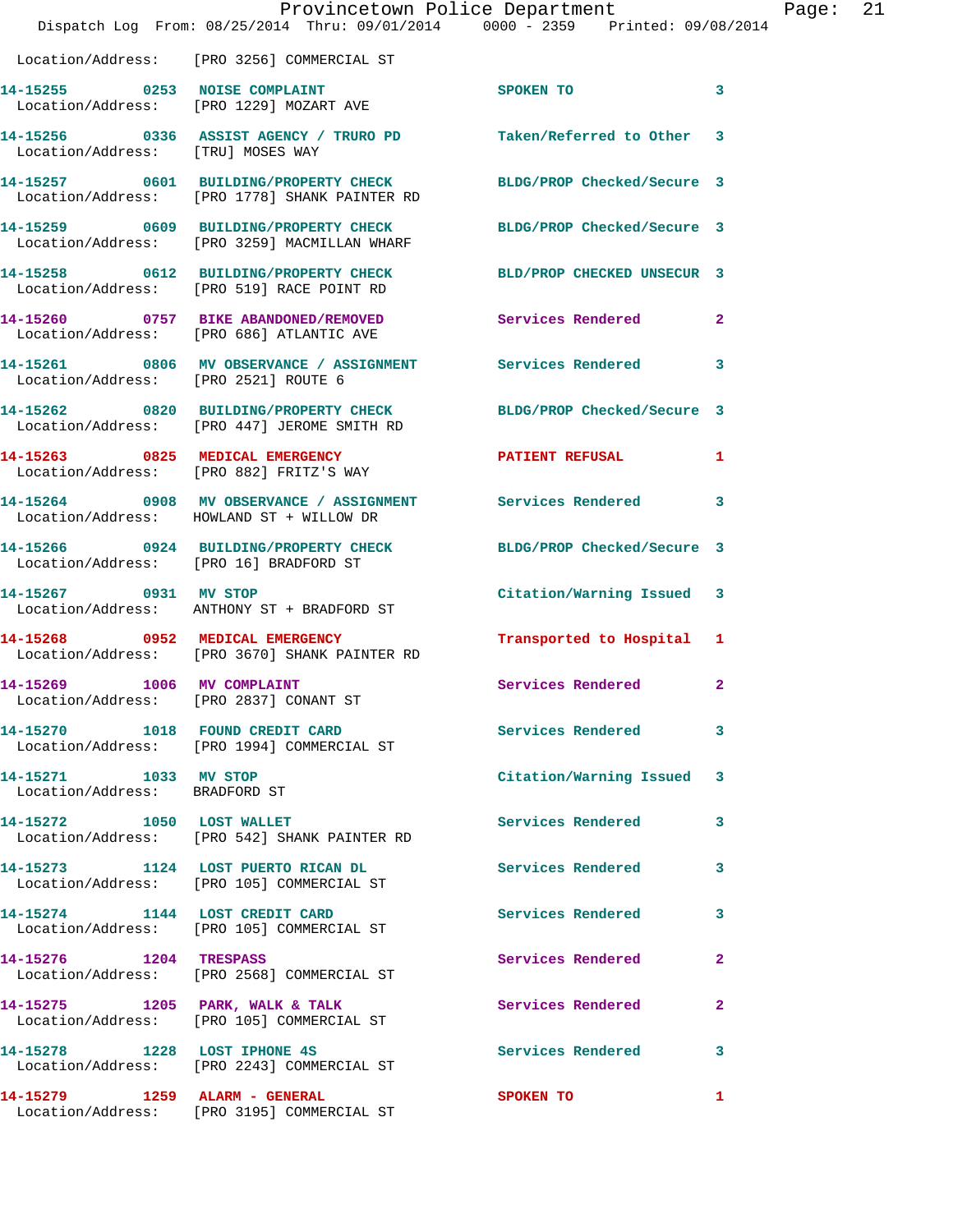Location/Address: [PRO 3256] COMMERCIAL ST

| Call # | Time | Call Reason | Action | Priority |
|---|---|---|---|---|
| 14-15255 | 0253 | NOISE COMPLAINT | SPOKEN TO | 3 |
| | | Location/Address: [PRO 1229] MOZART AVE | | |
| 14-15256 | 0336 | ASSIST AGENCY / TRURO PD | Taken/Referred to Other | 3 |
| | | Location/Address: [TRU] MOSES WAY | | |
| 14-15257 | 0601 | BUILDING/PROPERTY CHECK | BLDG/PROP Checked/Secure | 3 |
| | | Location/Address: [PRO 1778] SHANK PAINTER RD | | |
| 14-15259 | 0609 | BUILDING/PROPERTY CHECK | BLDG/PROP Checked/Secure | 3 |
| | | Location/Address: [PRO 3259] MACMILLAN WHARF | | |
| 14-15258 | 0612 | BUILDING/PROPERTY CHECK | BLD/PROP CHECKED UNSECUR | 3 |
| | | Location/Address: [PRO 519] RACE POINT RD | | |
| 14-15260 | 0757 | BIKE ABANDONED/REMOVED | Services Rendered | 2 |
| | | Location/Address: [PRO 686] ATLANTIC AVE | | |
| 14-15261 | 0806 | MV OBSERVANCE / ASSIGNMENT | Services Rendered | 3 |
| | | Location/Address: [PRO 2521] ROUTE 6 | | |
| 14-15262 | 0820 | BUILDING/PROPERTY CHECK | BLDG/PROP Checked/Secure | 3 |
| | | Location/Address: [PRO 447] JEROME SMITH RD | | |
| 14-15263 | 0825 | MEDICAL EMERGENCY | PATIENT REFUSAL | 1 |
| | | Location/Address: [PRO 882] FRITZ'S WAY | | |
| 14-15264 | 0908 | MV OBSERVANCE / ASSIGNMENT | Services Rendered | 3 |
| | | Location/Address: HOWLAND ST + WILLOW DR | | |
| 14-15266 | 0924 | BUILDING/PROPERTY CHECK | BLDG/PROP Checked/Secure | 3 |
| | | Location/Address: [PRO 16] BRADFORD ST | | |
| 14-15267 | 0931 | MV STOP | Citation/Warning Issued | 3 |
| | | Location/Address: ANTHONY ST + BRADFORD ST | | |
| 14-15268 | 0952 | MEDICAL EMERGENCY | Transported to Hospital | 1 |
| | | Location/Address: [PRO 3670] SHANK PAINTER RD | | |
| 14-15269 | 1006 | MV COMPLAINT | Services Rendered | 2 |
| | | Location/Address: [PRO 2837] CONANT ST | | |
| 14-15270 | 1018 | FOUND CREDIT CARD | Services Rendered | 3 |
| | | Location/Address: [PRO 1994] COMMERCIAL ST | | |
| 14-15271 | 1033 | MV STOP | Citation/Warning Issued | 3 |
| | | Location/Address: BRADFORD ST | | |
| 14-15272 | 1050 | LOST WALLET | Services Rendered | 3 |
| | | Location/Address: [PRO 542] SHANK PAINTER RD | | |
| 14-15273 | 1124 | LOST PUERTO RICAN DL | Services Rendered | 3 |
| | | Location/Address: [PRO 105] COMMERCIAL ST | | |
| 14-15274 | 1144 | LOST CREDIT CARD | Services Rendered | 3 |
| | | Location/Address: [PRO 105] COMMERCIAL ST | | |
| 14-15276 | 1204 | TRESPASS | Services Rendered | 2 |
| | | Location/Address: [PRO 2568] COMMERCIAL ST | | |
| 14-15275 | 1205 | PARK, WALK & TALK | Services Rendered | 2 |
| | | Location/Address: [PRO 105] COMMERCIAL ST | | |
| 14-15278 | 1228 | LOST IPHONE 4S | Services Rendered | 3 |
| | | Location/Address: [PRO 2243] COMMERCIAL ST | | |
| 14-15279 | 1259 | ALARM - GENERAL | SPOKEN TO | 1 |
| | | Location/Address: [PRO 3195] COMMERCIAL ST | | |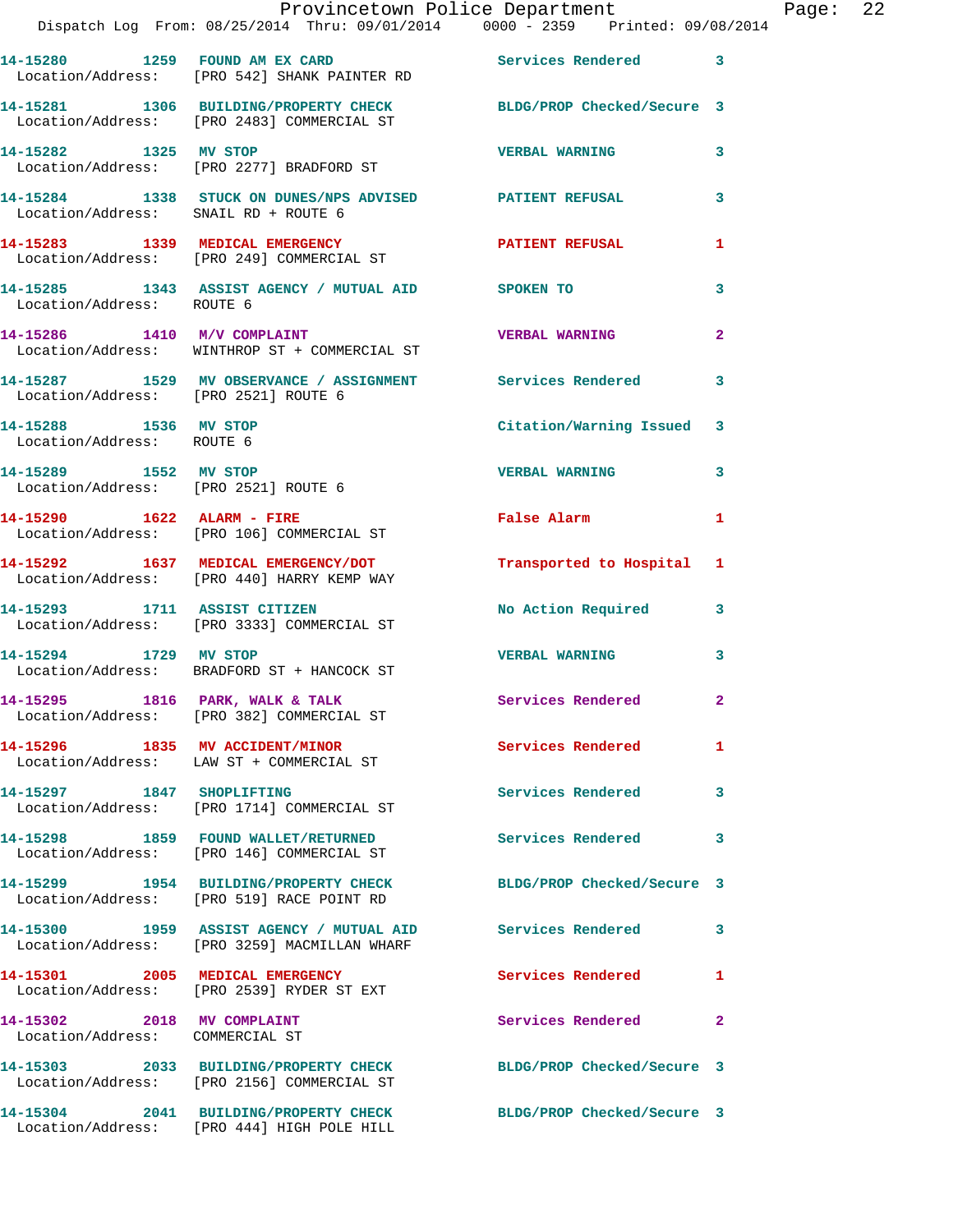14-15280 1259 FOUND AM EX CARD Services Rendered 3
Location/Address: [PRO 542] SHANK PAINTER RD

14-15281 1306 BUILDING/PROPERTY CHECK BLDG/PROP Checked/Secure 3
Location/Address: [PRO 2483] COMMERCIAL ST

14-15282 1325 MV STOP VERBAL WARNING 3
Location/Address: [PRO 2277] BRADFORD ST

14-15284 1338 STUCK ON DUNES/NPS ADVISED PATIENT REFUSAL 3
Location/Address: SNAIL RD + ROUTE 6

14-15283 1339 MEDICAL EMERGENCY PATIENT REFUSAL 1
Location/Address: [PRO 249] COMMERCIAL ST

14-15285 1343 ASSIST AGENCY / MUTUAL AID SPOKEN TO 3
Location/Address: ROUTE 6

14-15286 1410 M/V COMPLAINT VERBAL WARNING 2
Location/Address: WINTHROP ST + COMMERCIAL ST

14-15287 1529 MV OBSERVANCE / ASSIGNMENT Services Rendered 3
Location/Address: [PRO 2521] ROUTE 6

14-15288 1536 MV STOP Citation/Warning Issued 3
Location/Address: ROUTE 6

14-15289 1552 MV STOP VERBAL WARNING 3
Location/Address: [PRO 2521] ROUTE 6

14-15290 1622 ALARM - FIRE False Alarm 1
Location/Address: [PRO 106] COMMERCIAL ST

14-15292 1637 MEDICAL EMERGENCY/DOT Transported to Hospital 1
Location/Address: [PRO 440] HARRY KEMP WAY

14-15293 1711 ASSIST CITIZEN No Action Required 3
Location/Address: [PRO 3333] COMMERCIAL ST

14-15294 1729 MV STOP VERBAL WARNING 3
Location/Address: BRADFORD ST + HANCOCK ST

14-15295 1816 PARK, WALK & TALK Services Rendered 2
Location/Address: [PRO 382] COMMERCIAL ST

14-15296 1835 MV ACCIDENT/MINOR Services Rendered 1
Location/Address: LAW ST + COMMERCIAL ST

14-15297 1847 SHOPLIFTING Services Rendered 3
Location/Address: [PRO 1714] COMMERCIAL ST

14-15298 1859 FOUND WALLET/RETURNED Services Rendered 3
Location/Address: [PRO 146] COMMERCIAL ST

14-15299 1954 BUILDING/PROPERTY CHECK BLDG/PROP Checked/Secure 3
Location/Address: [PRO 519] RACE POINT RD

14-15300 1959 ASSIST AGENCY / MUTUAL AID Services Rendered 3
Location/Address: [PRO 3259] MACMILLAN WHARF

14-15301 2005 MEDICAL EMERGENCY Services Rendered 1
Location/Address: [PRO 2539] RYDER ST EXT

14-15302 2018 MV COMPLAINT Services Rendered 2
Location/Address: COMMERCIAL ST

14-15303 2033 BUILDING/PROPERTY CHECK BLDG/PROP Checked/Secure 3
Location/Address: [PRO 2156] COMMERCIAL ST

14-15304 2041 BUILDING/PROPERTY CHECK BLDG/PROP Checked/Secure 3
Location/Address: [PRO 444] HIGH POLE HILL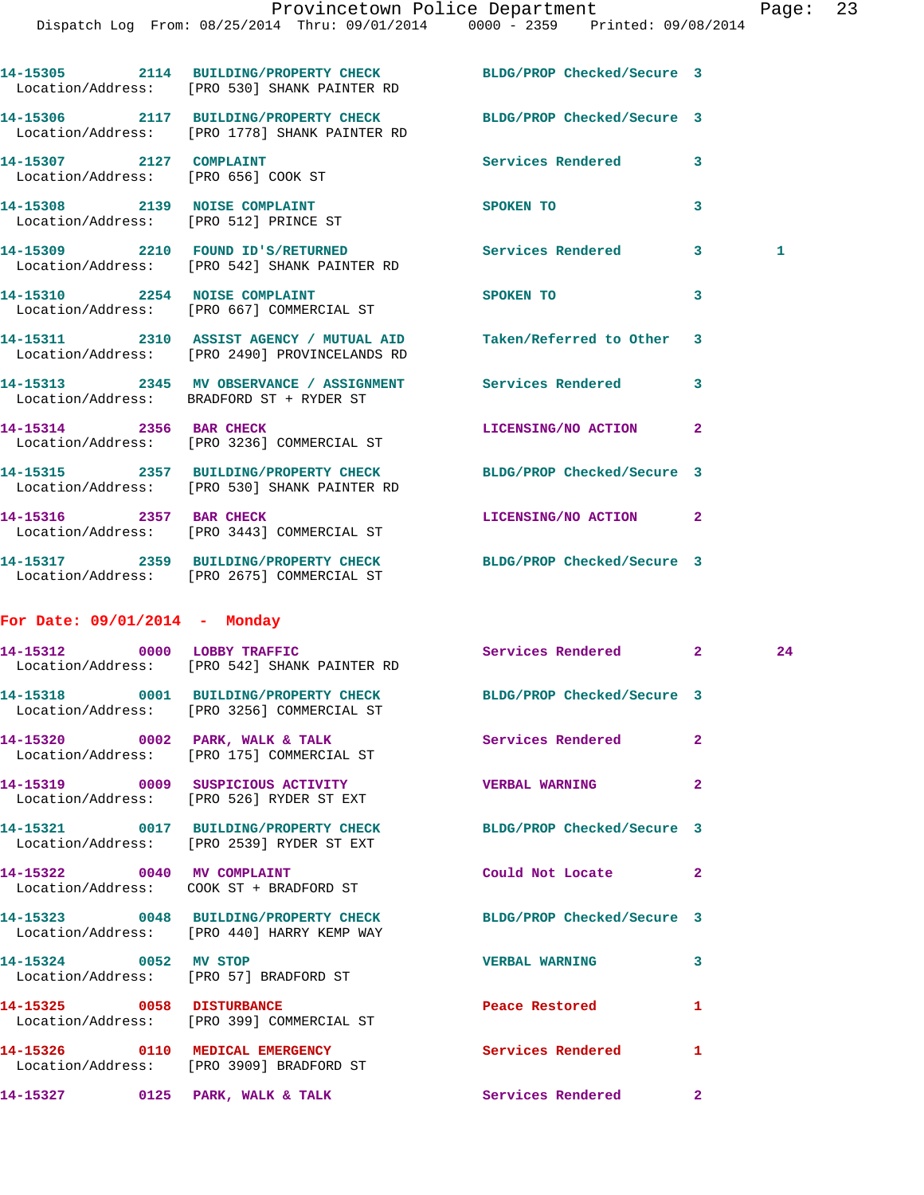| Call Number | Time | Call Reason | Action | Priority | |
|---|---|---|---|---|---|
| 14-15305 | 2114 | BUILDING/PROPERTY CHECK | BLDG/PROP Checked/Secure | 3 | |
| Location/Address: | | [PRO 530] SHANK PAINTER RD | | | |
| 14-15306 | 2117 | BUILDING/PROPERTY CHECK | BLDG/PROP Checked/Secure | 3 | |
| Location/Address: | | [PRO 1778] SHANK PAINTER RD | | | |
| 14-15307 | 2127 | COMPLAINT | Services Rendered | 3 | |
| Location/Address: | | [PRO 656] COOK ST | | | |
| 14-15308 | 2139 | NOISE COMPLAINT | SPOKEN TO | 3 | |
| Location/Address: | | [PRO 512] PRINCE ST | | | |
| 14-15309 | 2210 | FOUND ID'S/RETURNED | Services Rendered | 3 | 1 |
| Location/Address: | | [PRO 542] SHANK PAINTER RD | | | |
| 14-15310 | 2254 | NOISE COMPLAINT | SPOKEN TO | 3 | |
| Location/Address: | | [PRO 667] COMMERCIAL ST | | | |
| 14-15311 | 2310 | ASSIST AGENCY / MUTUAL AID | Taken/Referred to Other | 3 | |
| Location/Address: | | [PRO 2490] PROVINCELANDS RD | | | |
| 14-15313 | 2345 | MV OBSERVANCE / ASSIGNMENT | Services Rendered | 3 | |
| Location/Address: | | BRADFORD ST + RYDER ST | | | |
| 14-15314 | 2356 | BAR CHECK | LICENSING/NO ACTION | 2 | |
| Location/Address: | | [PRO 3236] COMMERCIAL ST | | | |
| 14-15315 | 2357 | BUILDING/PROPERTY CHECK | BLDG/PROP Checked/Secure | 3 | |
| Location/Address: | | [PRO 530] SHANK PAINTER RD | | | |
| 14-15316 | 2357 | BAR CHECK | LICENSING/NO ACTION | 2 | |
| Location/Address: | | [PRO 3443] COMMERCIAL ST | | | |
| 14-15317 | 2359 | BUILDING/PROPERTY CHECK | BLDG/PROP Checked/Secure | 3 | |
| Location/Address: | | [PRO 2675] COMMERCIAL ST | | | |

**For Date: 09/01/2014 - Monday**

| Call Number | Time | Call Reason | Action | Priority | |
|---|---|---|---|---|---|
| 14-15312 | 0000 | LOBBY TRAFFIC | Services Rendered | 2 | 24 |
| Location/Address: | | [PRO 542] SHANK PAINTER RD | | | |
| 14-15318 | 0001 | BUILDING/PROPERTY CHECK | BLDG/PROP Checked/Secure | 3 | |
| Location/Address: | | [PRO 3256] COMMERCIAL ST | | | |
| 14-15320 | 0002 | PARK, WALK & TALK | Services Rendered | 2 | |
| Location/Address: | | [PRO 175] COMMERCIAL ST | | | |
| 14-15319 | 0009 | SUSPICIOUS ACTIVITY | VERBAL WARNING | 2 | |
| Location/Address: | | [PRO 526] RYDER ST EXT | | | |
| 14-15321 | 0017 | BUILDING/PROPERTY CHECK | BLDG/PROP Checked/Secure | 3 | |
| Location/Address: | | [PRO 2539] RYDER ST EXT | | | |
| 14-15322 | 0040 | MV COMPLAINT | Could Not Locate | 2 | |
| Location/Address: | | COOK ST + BRADFORD ST | | | |
| 14-15323 | 0048 | BUILDING/PROPERTY CHECK | BLDG/PROP Checked/Secure | 3 | |
| Location/Address: | | [PRO 440] HARRY KEMP WAY | | | |
| 14-15324 | 0052 | MV STOP | VERBAL WARNING | 3 | |
| Location/Address: | | [PRO 57] BRADFORD ST | | | |
| 14-15325 | 0058 | DISTURBANCE | Peace Restored | 1 | |
| Location/Address: | | [PRO 399] COMMERCIAL ST | | | |
| 14-15326 | 0110 | MEDICAL EMERGENCY | Services Rendered | 1 | |
| Location/Address: | | [PRO 3909] BRADFORD ST | | | |
| 14-15327 | 0125 | PARK, WALK & TALK | Services Rendered | 2 | |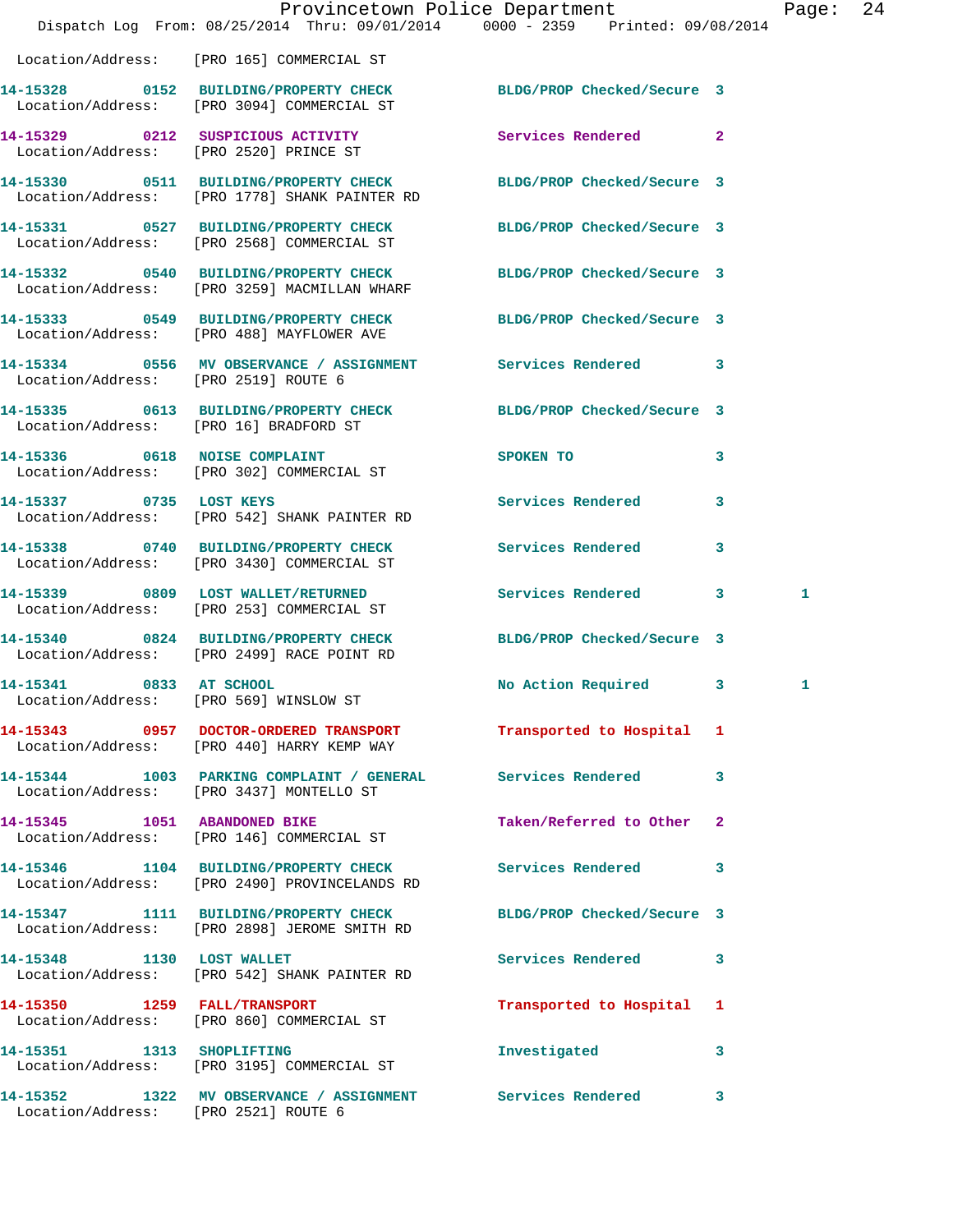Location/Address: [PRO 165] COMMERCIAL ST

| Call Number | Time | Call Reason | Action | Priority | |
|---|---|---|---|---|---|
| 14-15328 | 0152 | BUILDING/PROPERTY CHECK | BLDG/PROP Checked/Secure | 3 | |
| | | Location/Address: [PRO 3094] COMMERCIAL ST | | | |
| 14-15329 | 0212 | SUSPICIOUS ACTIVITY | Services Rendered | 2 | |
| | | Location/Address: [PRO 2520] PRINCE ST | | | |
| 14-15330 | 0511 | BUILDING/PROPERTY CHECK | BLDG/PROP Checked/Secure | 3 | |
| | | Location/Address: [PRO 1778] SHANK PAINTER RD | | | |
| 14-15331 | 0527 | BUILDING/PROPERTY CHECK | BLDG/PROP Checked/Secure | 3 | |
| | | Location/Address: [PRO 2568] COMMERCIAL ST | | | |
| 14-15332 | 0540 | BUILDING/PROPERTY CHECK | BLDG/PROP Checked/Secure | 3 | |
| | | Location/Address: [PRO 3259] MACMILLAN WHARF | | | |
| 14-15333 | 0549 | BUILDING/PROPERTY CHECK | BLDG/PROP Checked/Secure | 3 | |
| | | Location/Address: [PRO 488] MAYFLOWER AVE | | | |
| 14-15334 | 0556 | MV OBSERVANCE / ASSIGNMENT | Services Rendered | 3 | |
| | | Location/Address: [PRO 2519] ROUTE 6 | | | |
| 14-15335 | 0613 | BUILDING/PROPERTY CHECK | BLDG/PROP Checked/Secure | 3 | |
| | | Location/Address: [PRO 16] BRADFORD ST | | | |
| 14-15336 | 0618 | NOISE COMPLAINT | SPOKEN TO | 3 | |
| | | Location/Address: [PRO 302] COMMERCIAL ST | | | |
| 14-15337 | 0735 | LOST KEYS | Services Rendered | 3 | |
| | | Location/Address: [PRO 542] SHANK PAINTER RD | | | |
| 14-15338 | 0740 | BUILDING/PROPERTY CHECK | Services Rendered | 3 | |
| | | Location/Address: [PRO 3430] COMMERCIAL ST | | | |
| 14-15339 | 0809 | LOST WALLET/RETURNED | Services Rendered | 3 | 1 |
| | | Location/Address: [PRO 253] COMMERCIAL ST | | | |
| 14-15340 | 0824 | BUILDING/PROPERTY CHECK | BLDG/PROP Checked/Secure | 3 | |
| | | Location/Address: [PRO 2499] RACE POINT RD | | | |
| 14-15341 | 0833 | AT SCHOOL | No Action Required | 3 | 1 |
| | | Location/Address: [PRO 569] WINSLOW ST | | | |
| 14-15343 | 0957 | DOCTOR-ORDERED TRANSPORT | Transported to Hospital | 1 | |
| | | Location/Address: [PRO 440] HARRY KEMP WAY | | | |
| 14-15344 | 1003 | PARKING COMPLAINT / GENERAL | Services Rendered | 3 | |
| | | Location/Address: [PRO 3437] MONTELLO ST | | | |
| 14-15345 | 1051 | ABANDONED BIKE | Taken/Referred to Other | 2 | |
| | | Location/Address: [PRO 146] COMMERCIAL ST | | | |
| 14-15346 | 1104 | BUILDING/PROPERTY CHECK | Services Rendered | 3 | |
| | | Location/Address: [PRO 2490] PROVINCELANDS RD | | | |
| 14-15347 | 1111 | BUILDING/PROPERTY CHECK | BLDG/PROP Checked/Secure | 3 | |
| | | Location/Address: [PRO 2898] JEROME SMITH RD | | | |
| 14-15348 | 1130 | LOST WALLET | Services Rendered | 3 | |
| | | Location/Address: [PRO 542] SHANK PAINTER RD | | | |
| 14-15350 | 1259 | FALL/TRANSPORT | Transported to Hospital | 1 | |
| | | Location/Address: [PRO 860] COMMERCIAL ST | | | |
| 14-15351 | 1313 | SHOPLIFTING | Investigated | 3 | |
| | | Location/Address: [PRO 3195] COMMERCIAL ST | | | |
| 14-15352 | 1322 | MV OBSERVANCE / ASSIGNMENT | Services Rendered | 3 | |
| | | Location/Address: [PRO 2521] ROUTE 6 | | | |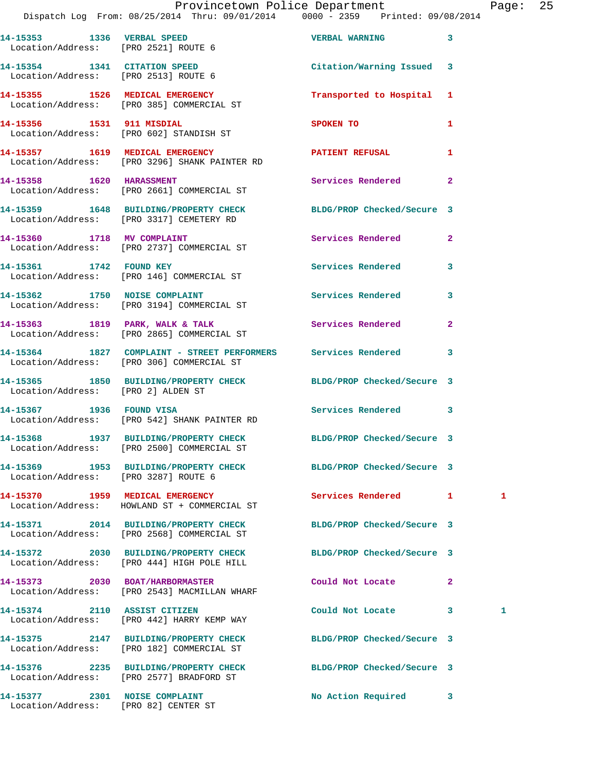14-15353 1336 VERBAL SPEED VERBAL WARNING 3
Location/Address: [PRO 2521] ROUTE 6

14-15354 1341 CITATION SPEED Citation/Warning Issued 3
Location/Address: [PRO 2513] ROUTE 6

14-15355 1526 MEDICAL EMERGENCY Transported to Hospital 1
Location/Address: [PRO 385] COMMERCIAL ST

14-15356 1531 911 MISDIAL SPOKEN TO 1
Location/Address: [PRO 602] STANDISH ST

14-15357 1619 MEDICAL EMERGENCY PATIENT REFUSAL 1
Location/Address: [PRO 3296] SHANK PAINTER RD

14-15358 1620 HARASSMENT Services Rendered 2
Location/Address: [PRO 2661] COMMERCIAL ST

14-15359 1648 BUILDING/PROPERTY CHECK BLDG/PROP Checked/Secure 3
Location/Address: [PRO 3317] CEMETERY RD

14-15360 1718 MV COMPLAINT Services Rendered 2
Location/Address: [PRO 2737] COMMERCIAL ST

14-15361 1742 FOUND KEY Services Rendered 3
Location/Address: [PRO 146] COMMERCIAL ST

14-15362 1750 NOISE COMPLAINT Services Rendered 3
Location/Address: [PRO 3194] COMMERCIAL ST

14-15363 1819 PARK, WALK & TALK Services Rendered 2
Location/Address: [PRO 2865] COMMERCIAL ST

14-15364 1827 COMPLAINT - STREET PERFORMERS Services Rendered 3
Location/Address: [PRO 306] COMMERCIAL ST

14-15365 1850 BUILDING/PROPERTY CHECK BLDG/PROP Checked/Secure 3
Location/Address: [PRO 2] ALDEN ST

14-15367 1936 FOUND VISA Services Rendered 3
Location/Address: [PRO 542] SHANK PAINTER RD

14-15368 1937 BUILDING/PROPERTY CHECK BLDG/PROP Checked/Secure 3
Location/Address: [PRO 2500] COMMERCIAL ST

14-15369 1953 BUILDING/PROPERTY CHECK BLDG/PROP Checked/Secure 3
Location/Address: [PRO 3287] ROUTE 6

14-15370 1959 MEDICAL EMERGENCY Services Rendered 1 1
Location/Address: HOWLAND ST + COMMERCIAL ST

14-15371 2014 BUILDING/PROPERTY CHECK BLDG/PROP Checked/Secure 3
Location/Address: [PRO 2568] COMMERCIAL ST

14-15372 2030 BUILDING/PROPERTY CHECK BLDG/PROP Checked/Secure 3
Location/Address: [PRO 444] HIGH POLE HILL

14-15373 2030 BOAT/HARBORMASTER Could Not Locate 2
Location/Address: [PRO 2543] MACMILLAN WHARF

14-15374 2110 ASSIST CITIZEN Could Not Locate 3 1
Location/Address: [PRO 442] HARRY KEMP WAY

14-15375 2147 BUILDING/PROPERTY CHECK BLDG/PROP Checked/Secure 3
Location/Address: [PRO 182] COMMERCIAL ST

14-15376 2235 BUILDING/PROPERTY CHECK BLDG/PROP Checked/Secure 3
Location/Address: [PRO 2577] BRADFORD ST

14-15377 2301 NOISE COMPLAINT No Action Required 3
Location/Address: [PRO 82] CENTER ST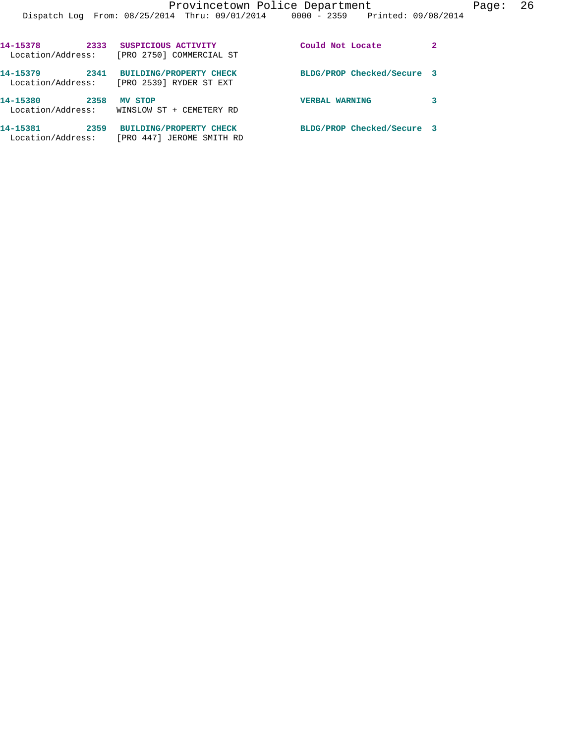14-15378 2333 SUSPICIOUS ACTIVITY Could Not Locate 2
Location/Address: [PRO 2750] COMMERCIAL ST

14-15379 2341 BUILDING/PROPERTY CHECK BLDG/PROP Checked/Secure 3
Location/Address: [PRO 2539] RYDER ST EXT

14-15380 2358 MV STOP VERBAL WARNING 3
Location/Address: WINSLOW ST + CEMETERY RD

14-15381 2359 BUILDING/PROPERTY CHECK BLDG/PROP Checked/Secure 3
Location/Address: [PRO 447] JEROME SMITH RD